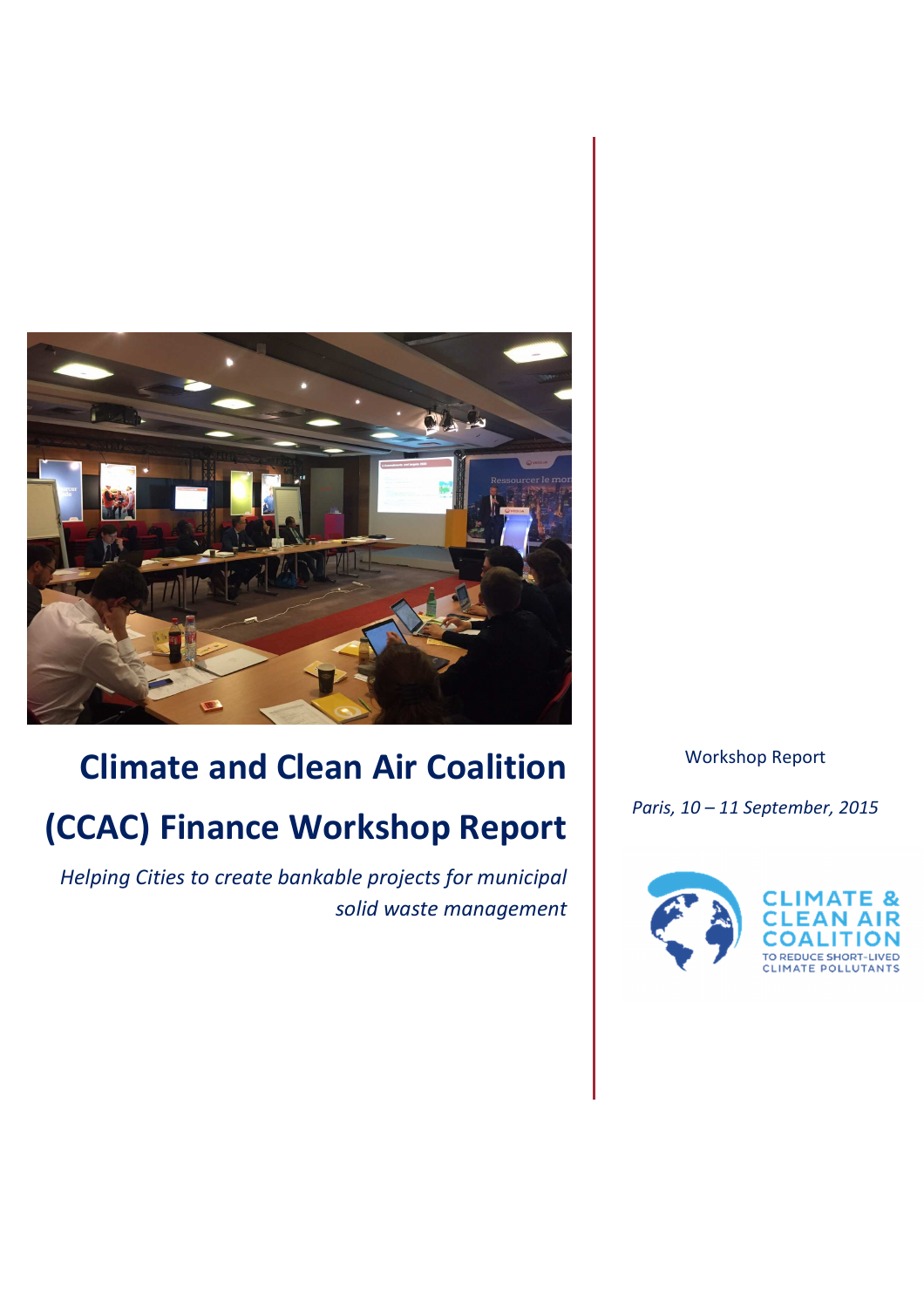# Climate and Clean Air Coalition (CCAC) Finance Workshop Report

*Helping Cities to create bankable projects for municipal solid waste management*

Workshop Report

*Paris, 10 – 11 September, 2015*

CLIMATE & CLEAN AIR COALITION TO REDUCE SHORT-LIVED CLIMATE POLLUTANTS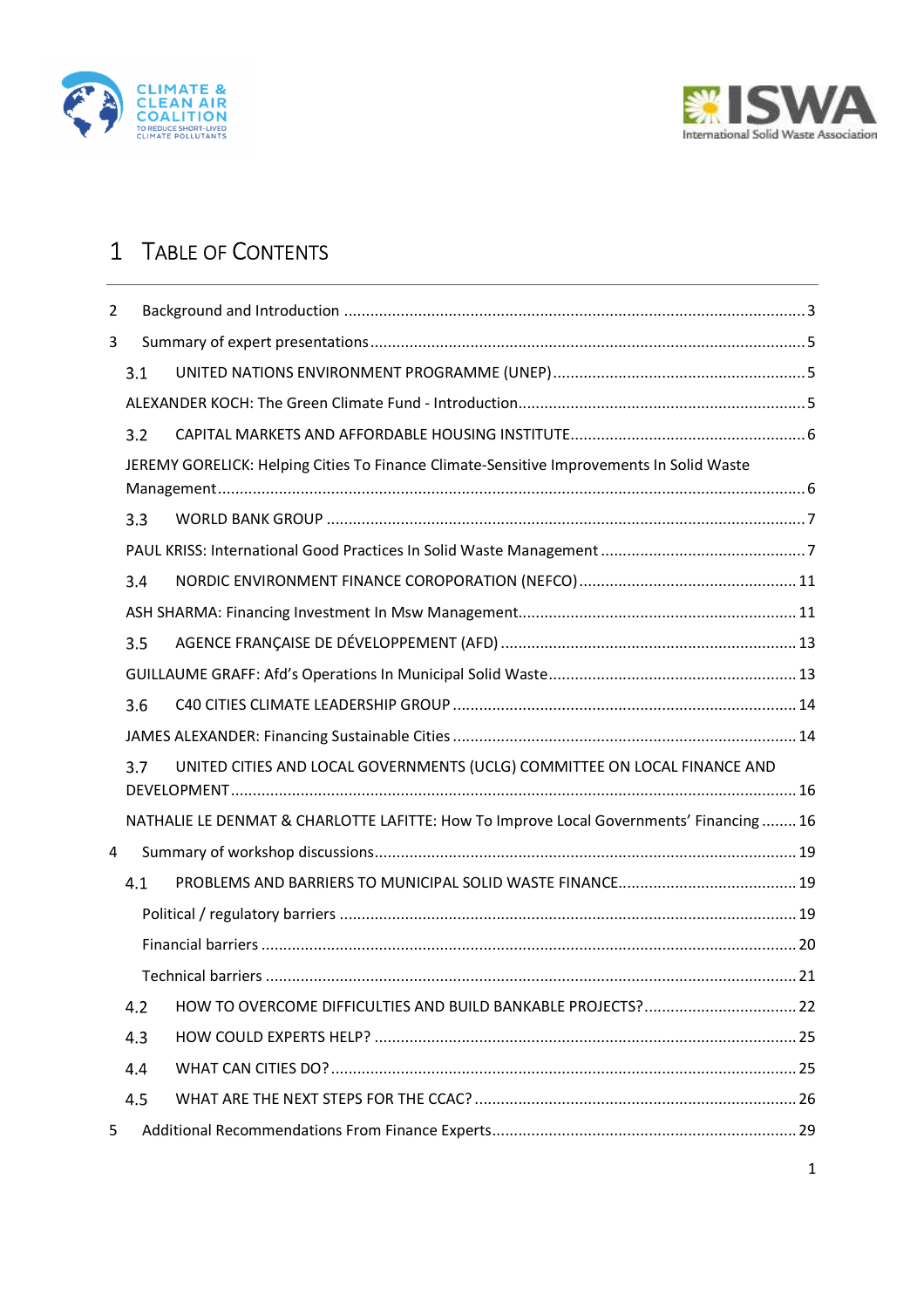# 1 TABLE OF CONTENTS

2 Background and Introduction ........................................................................................ 3

3 Summary of expert presentations .................................................................................. 5

3.1 UNITED NATIONS ENVIRONMENT PROGRAMME (UNEP) ......................................................... 5

ALEXANDER KOCH: The Green Climate Fund - Introduction ................................................................ 5

3.2 CAPITAL MARKETS AND AFFORDABLE HOUSING INSTITUTE ..................................................... 6

JEREMY GORELICK: Helping Cities To Finance Climate-Sensitive Improvements In Solid Waste Management .................................................................................................................. 6

3.3 WORLD BANK GROUP ........................................................................................................... 7

PAUL KRISS: International Good Practices In Solid Waste Management .............................................. 7

3.4 NORDIC ENVIRONMENT FINANCE COROPORATION (NEFCO) ................................................. 11

ASH SHARMA: Financing Investment In Msw Management ............................................................... 11

3.5 AGENCE FRANÇAISE DE DÉVELOPPEMENT (AFD) ................................................................... 13

GUILLAUME GRAFF: Afd's Operations In Municipal Solid Waste ........................................................ 13

3.6 C40 CITIES CLIMATE LEADERSHIP GROUP ............................................................................. 14

JAMES ALEXANDER: Financing Sustainable Cities ............................................................................. 14

3.7 UNITED CITIES AND LOCAL GOVERNMENTS (UCLG) COMMITTEE ON LOCAL FINANCE AND DEVELOPMENT ................................................................................................................ 16

NATHALIE LE DENMAT & CHARLOTTE LAFITTE: How To Improve Local Governments' Financing ........ 16

4 Summary of workshop discussions ................................................................................ 19

4.1 PROBLEMS AND BARRIERS TO MUNICIPAL SOLID WASTE FINANCE ......................................... 19

Political / regulatory barriers ....................................................................................................... 19

Financial barriers ......................................................................................................................... 20

Technical barriers ........................................................................................................................ 21

4.2 HOW TO OVERCOME DIFFICULTIES AND BUILD BANKABLE PROJECTS? ................................... 22

4.3 HOW COULD EXPERTS HELP? ............................................................................................... 25

4.4 WHAT CAN CITIES DO? ......................................................................................................... 25

4.5 WHAT ARE THE NEXT STEPS FOR THE CCAC? ......................................................................... 26

5 Additional Recommendations From Finance Experts ...................................................... 29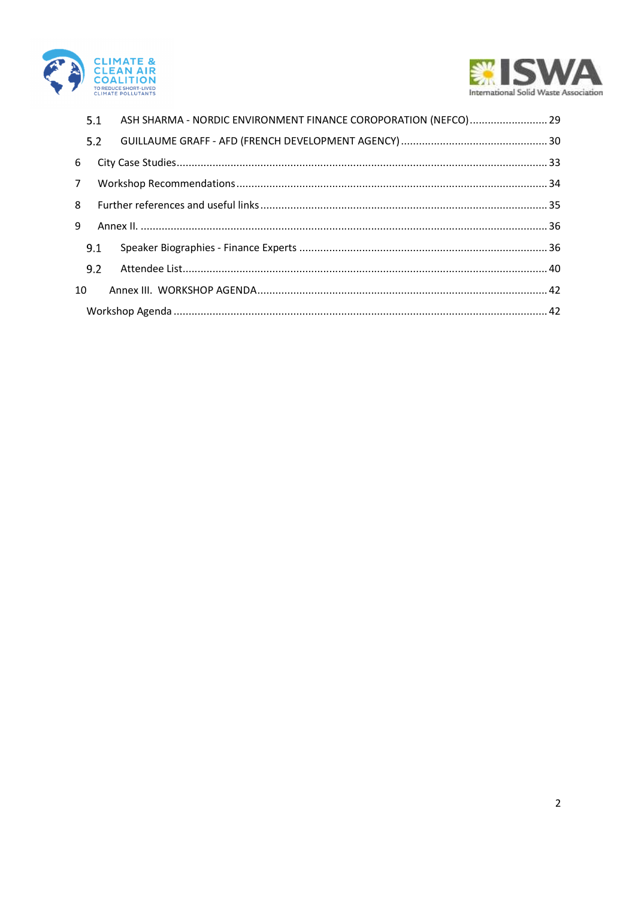5.1 ASH SHARMA - NORDIC ENVIRONMENT FINANCE COROPORATION (NEFCO) .......................... 29

5.2 GUILLAUME GRAFF - AFD (FRENCH DEVELOPMENT AGENCY) ................................................ 30

6 City Case Studies .......................................................................................................................... 33

7 Workshop Recommendations ....................................................................................................... 34

8 Further references and useful links ............................................................................................... 35

9 Annex II. ...................................................................................................................................... 36

9.1 Speaker Biographies - Finance Experts .................................................................................. 36

9.2 Attendee List ........................................................................................................................ 40

10 Annex III. WORKSHOP AGENDA ................................................................................................ 42

Workshop Agenda ........................................................................................................................... 42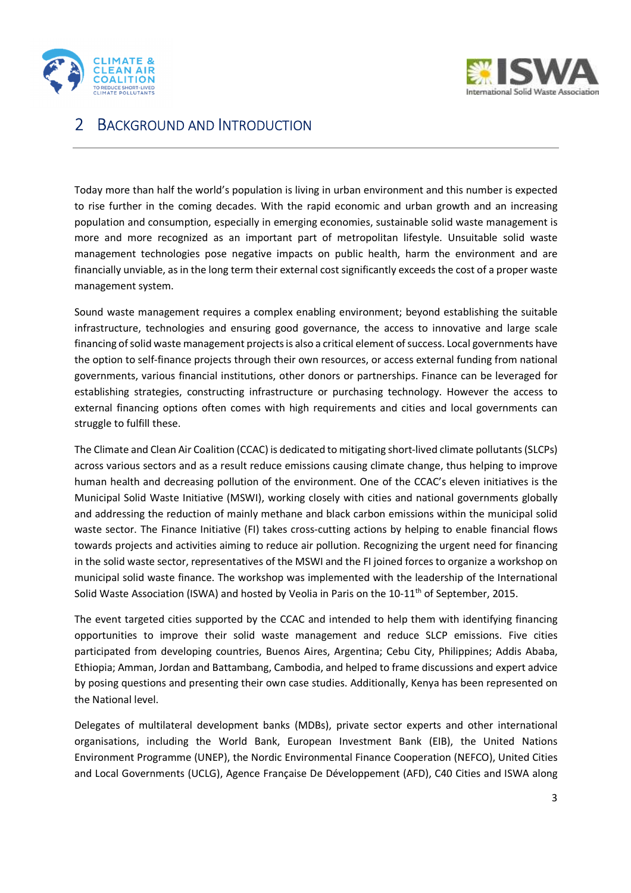# 2 Background and Introduction

Today more than half the world's population is living in urban environment and this number is expected to rise further in the coming decades. With the rapid economic and urban growth and an increasing population and consumption, especially in emerging economies, sustainable solid waste management is more and more recognized as an important part of metropolitan lifestyle. Unsuitable solid waste management technologies pose negative impacts on public health, harm the environment and are financially unviable, as in the long term their external cost significantly exceeds the cost of a proper waste management system.

Sound waste management requires a complex enabling environment; beyond establishing the suitable infrastructure, technologies and ensuring good governance, the access to innovative and large scale financing of solid waste management projects is also a critical element of success. Local governments have the option to self-finance projects through their own resources, or access external funding from national governments, various financial institutions, other donors or partnerships. Finance can be leveraged for establishing strategies, constructing infrastructure or purchasing technology. However the access to external financing options often comes with high requirements and cities and local governments can struggle to fulfill these.

The Climate and Clean Air Coalition (CCAC) is dedicated to mitigating short-lived climate pollutants (SLCPs) across various sectors and as a result reduce emissions causing climate change, thus helping to improve human health and decreasing pollution of the environment. One of the CCAC's eleven initiatives is the Municipal Solid Waste Initiative (MSWI), working closely with cities and national governments globally and addressing the reduction of mainly methane and black carbon emissions within the municipal solid waste sector. The Finance Initiative (FI) takes cross-cutting actions by helping to enable financial flows towards projects and activities aiming to reduce air pollution. Recognizing the urgent need for financing in the solid waste sector, representatives of the MSWI and the FI joined forces to organize a workshop on municipal solid waste finance. The workshop was implemented with the leadership of the International Solid Waste Association (ISWA) and hosted by Veolia in Paris on the 10-11th of September, 2015.

The event targeted cities supported by the CCAC and intended to help them with identifying financing opportunities to improve their solid waste management and reduce SLCP emissions. Five cities participated from developing countries, Buenos Aires, Argentina; Cebu City, Philippines; Addis Ababa, Ethiopia; Amman, Jordan and Battambang, Cambodia, and helped to frame discussions and expert advice by posing questions and presenting their own case studies. Additionally, Kenya has been represented on the National level.

Delegates of multilateral development banks (MDBs), private sector experts and other international organisations, including the World Bank, European Investment Bank (EIB), the United Nations Environment Programme (UNEP), the Nordic Environmental Finance Cooperation (NEFCO), United Cities and Local Governments (UCLG), Agence Française De Développement (AFD), C40 Cities and ISWA along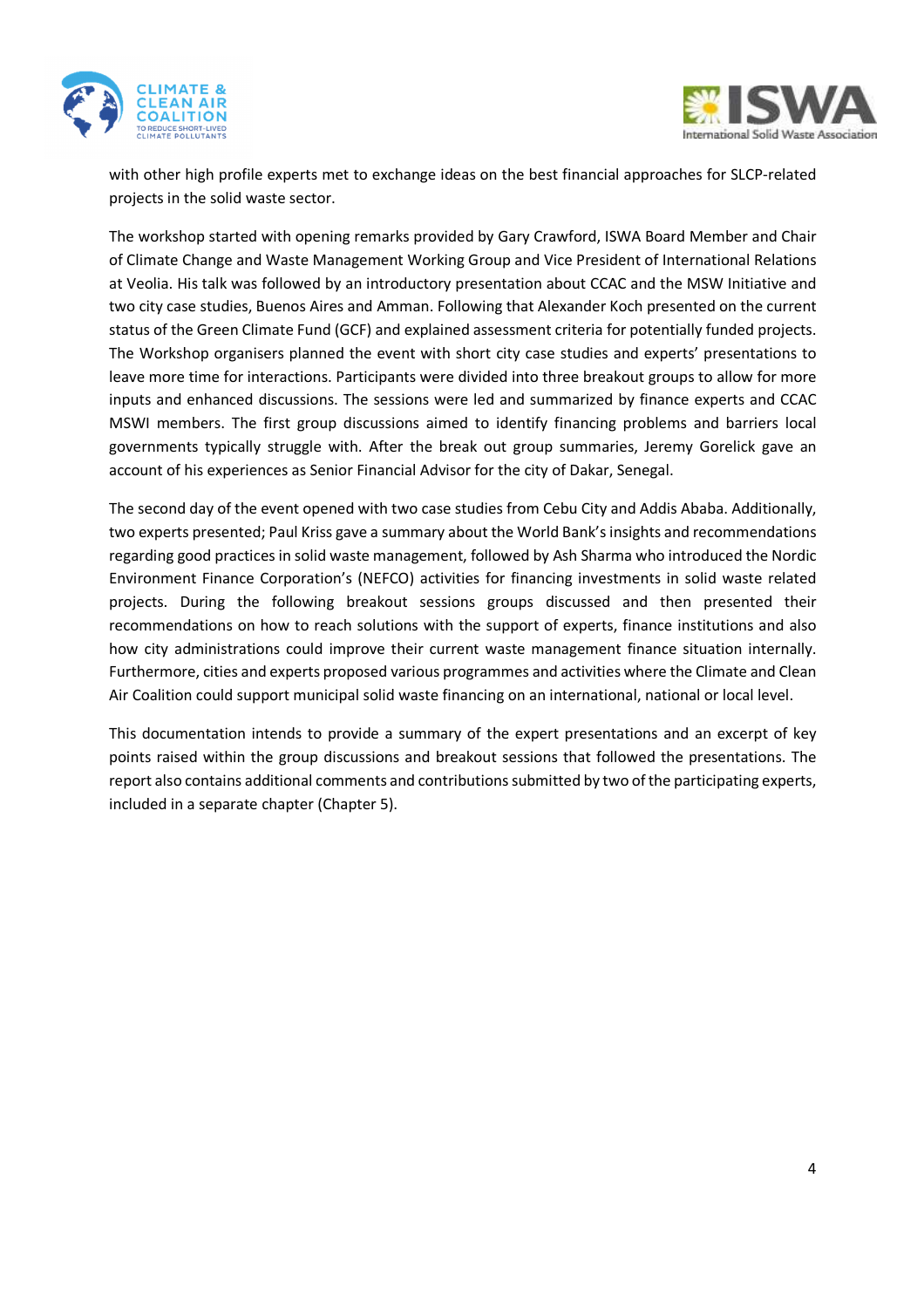with other high profile experts met to exchange ideas on the best financial approaches for SLCP-related projects in the solid waste sector.

The workshop started with opening remarks provided by Gary Crawford, ISWA Board Member and Chair of Climate Change and Waste Management Working Group and Vice President of International Relations at Veolia. His talk was followed by an introductory presentation about CCAC and the MSW Initiative and two city case studies, Buenos Aires and Amman. Following that Alexander Koch presented on the current status of the Green Climate Fund (GCF) and explained assessment criteria for potentially funded projects. The Workshop organisers planned the event with short city case studies and experts' presentations to leave more time for interactions. Participants were divided into three breakout groups to allow for more inputs and enhanced discussions. The sessions were led and summarized by finance experts and CCAC MSWI members. The first group discussions aimed to identify financing problems and barriers local governments typically struggle with. After the break out group summaries, Jeremy Gorelick gave an account of his experiences as Senior Financial Advisor for the city of Dakar, Senegal.

The second day of the event opened with two case studies from Cebu City and Addis Ababa. Additionally, two experts presented; Paul Kriss gave a summary about the World Bank's insights and recommendations regarding good practices in solid waste management, followed by Ash Sharma who introduced the Nordic Environment Finance Corporation's (NEFCO) activities for financing investments in solid waste related projects. During the following breakout sessions groups discussed and then presented their recommendations on how to reach solutions with the support of experts, finance institutions and also how city administrations could improve their current waste management finance situation internally. Furthermore, cities and experts proposed various programmes and activities where the Climate and Clean Air Coalition could support municipal solid waste financing on an international, national or local level.

This documentation intends to provide a summary of the expert presentations and an excerpt of key points raised within the group discussions and breakout sessions that followed the presentations. The report also contains additional comments and contributions submitted by two of the participating experts, included in a separate chapter (Chapter 5).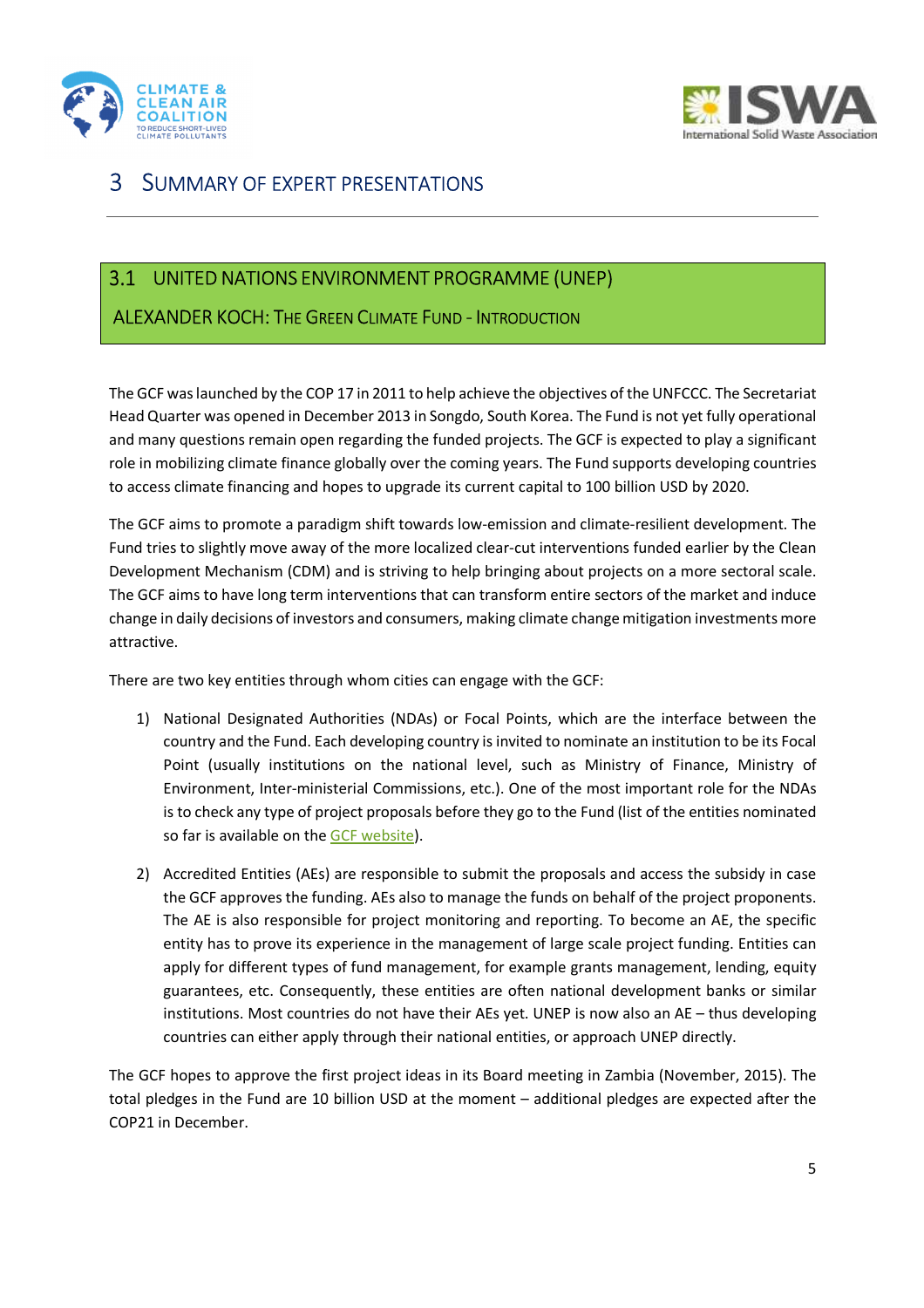# 3 Summary of Expert Presentations

## 3.1 United Nations Environment Programme (UNEP)

### Alexander Koch: The Green Climate Fund - Introduction

The GCF was launched by the COP 17 in 2011 to help achieve the objectives of the UNFCCC. The Secretariat Head Quarter was opened in December 2013 in Songdo, South Korea. The Fund is not yet fully operational and many questions remain open regarding the funded projects. The GCF is expected to play a significant role in mobilizing climate finance globally over the coming years. The Fund supports developing countries to access climate financing and hopes to upgrade its current capital to 100 billion USD by 2020.

The GCF aims to promote a paradigm shift towards low-emission and climate-resilient development. The Fund tries to slightly move away of the more localized clear-cut interventions funded earlier by the Clean Development Mechanism (CDM) and is striving to help bringing about projects on a more sectoral scale. The GCF aims to have long term interventions that can transform entire sectors of the market and induce change in daily decisions of investors and consumers, making climate change mitigation investments more attractive.

There are two key entities through whom cities can engage with the GCF:

1) National Designated Authorities (NDAs) or Focal Points, which are the interface between the country and the Fund. Each developing country is invited to nominate an institution to be its Focal Point (usually institutions on the national level, such as Ministry of Finance, Ministry of Environment, Inter-ministerial Commissions, etc.). One of the most important role for the NDAs is to check any type of project proposals before they go to the Fund (list of the entities nominated so far is available on the GCF website).

2) Accredited Entities (AEs) are responsible to submit the proposals and access the subsidy in case the GCF approves the funding. AEs also to manage the funds on behalf of the project proponents. The AE is also responsible for project monitoring and reporting. To become an AE, the specific entity has to prove its experience in the management of large scale project funding. Entities can apply for different types of fund management, for example grants management, lending, equity guarantees, etc. Consequently, these entities are often national development banks or similar institutions. Most countries do not have their AEs yet. UNEP is now also an AE – thus developing countries can either apply through their national entities, or approach UNEP directly.

The GCF hopes to approve the first project ideas in its Board meeting in Zambia (November, 2015). The total pledges in the Fund are 10 billion USD at the moment – additional pledges are expected after the COP21 in December.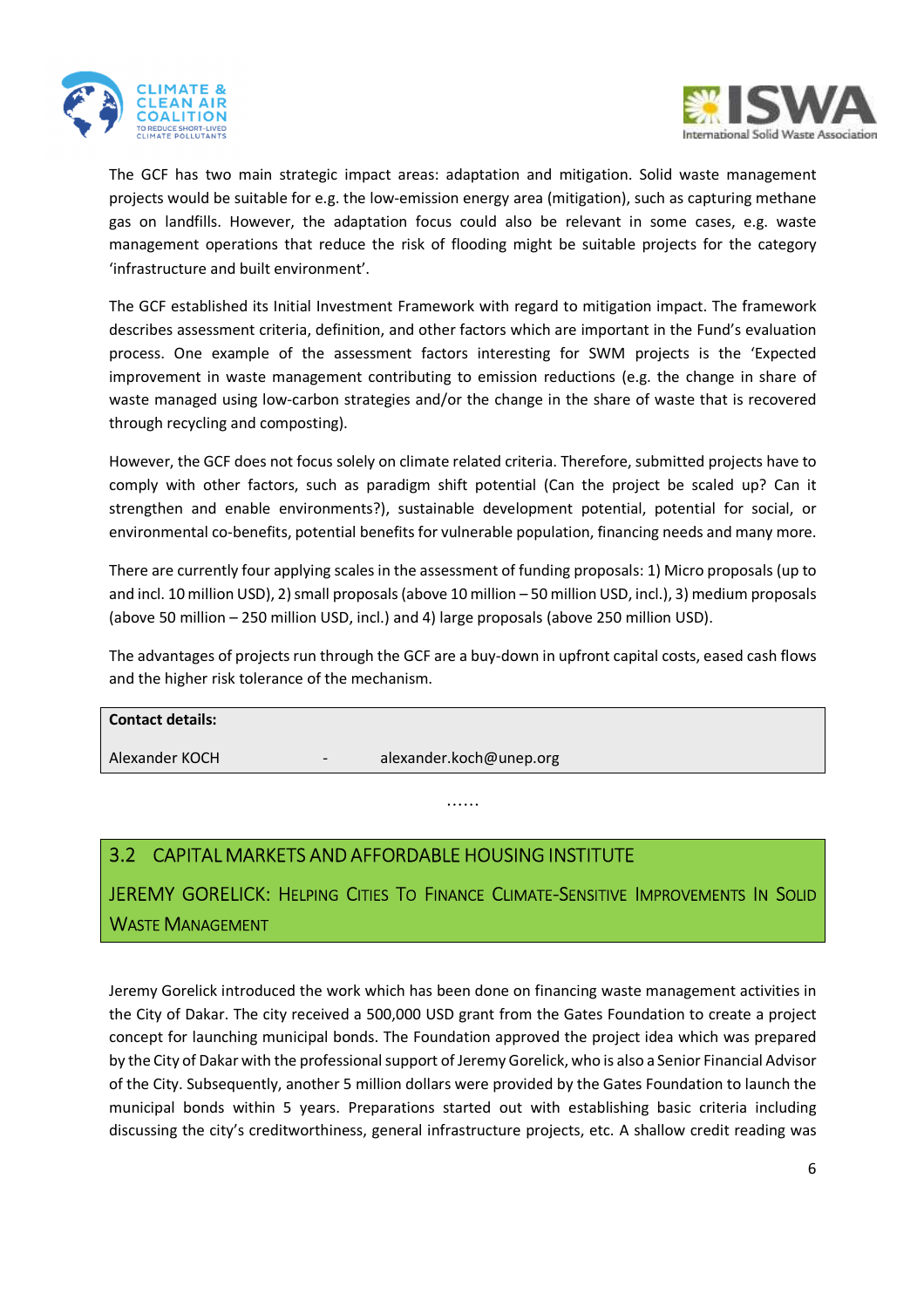The GCF has two main strategic impact areas: adaptation and mitigation. Solid waste management projects would be suitable for e.g. the low-emission energy area (mitigation), such as capturing methane gas on landfills. However, the adaptation focus could also be relevant in some cases, e.g. waste management operations that reduce the risk of flooding might be suitable projects for the category 'infrastructure and built environment'.

The GCF established its Initial Investment Framework with regard to mitigation impact. The framework describes assessment criteria, definition, and other factors which are important in the Fund's evaluation process. One example of the assessment factors interesting for SWM projects is the 'Expected improvement in waste management contributing to emission reductions (e.g. the change in share of waste managed using low-carbon strategies and/or the change in the share of waste that is recovered through recycling and composting).

However, the GCF does not focus solely on climate related criteria. Therefore, submitted projects have to comply with other factors, such as paradigm shift potential (Can the project be scaled up? Can it strengthen and enable environments?), sustainable development potential, potential for social, or environmental co-benefits, potential benefits for vulnerable population, financing needs and many more.

There are currently four applying scales in the assessment of funding proposals: 1) Micro proposals (up to and incl. 10 million USD), 2) small proposals (above 10 million – 50 million USD, incl.), 3) medium proposals (above 50 million – 250 million USD, incl.) and 4) large proposals (above 250 million USD).

The advantages of projects run through the GCF are a buy-down in upfront capital costs, eased cash flows and the higher risk tolerance of the mechanism.

| **Contact details:** | | |
|---|---|---|
| Alexander KOCH | - | alexander.koch@unep.org |

……

## 3.2 CAPITAL MARKETS AND AFFORDABLE HOUSING INSTITUTE

### JEREMY GORELICK: Helping Cities To Finance Climate-Sensitive Improvements In Solid Waste Management

Jeremy Gorelick introduced the work which has been done on financing waste management activities in the City of Dakar. The city received a 500,000 USD grant from the Gates Foundation to create a project concept for launching municipal bonds. The Foundation approved the project idea which was prepared by the City of Dakar with the professional support of Jeremy Gorelick, who is also a Senior Financial Advisor of the City. Subsequently, another 5 million dollars were provided by the Gates Foundation to launch the municipal bonds within 5 years. Preparations started out with establishing basic criteria including discussing the city's creditworthiness, general infrastructure projects, etc. A shallow credit reading was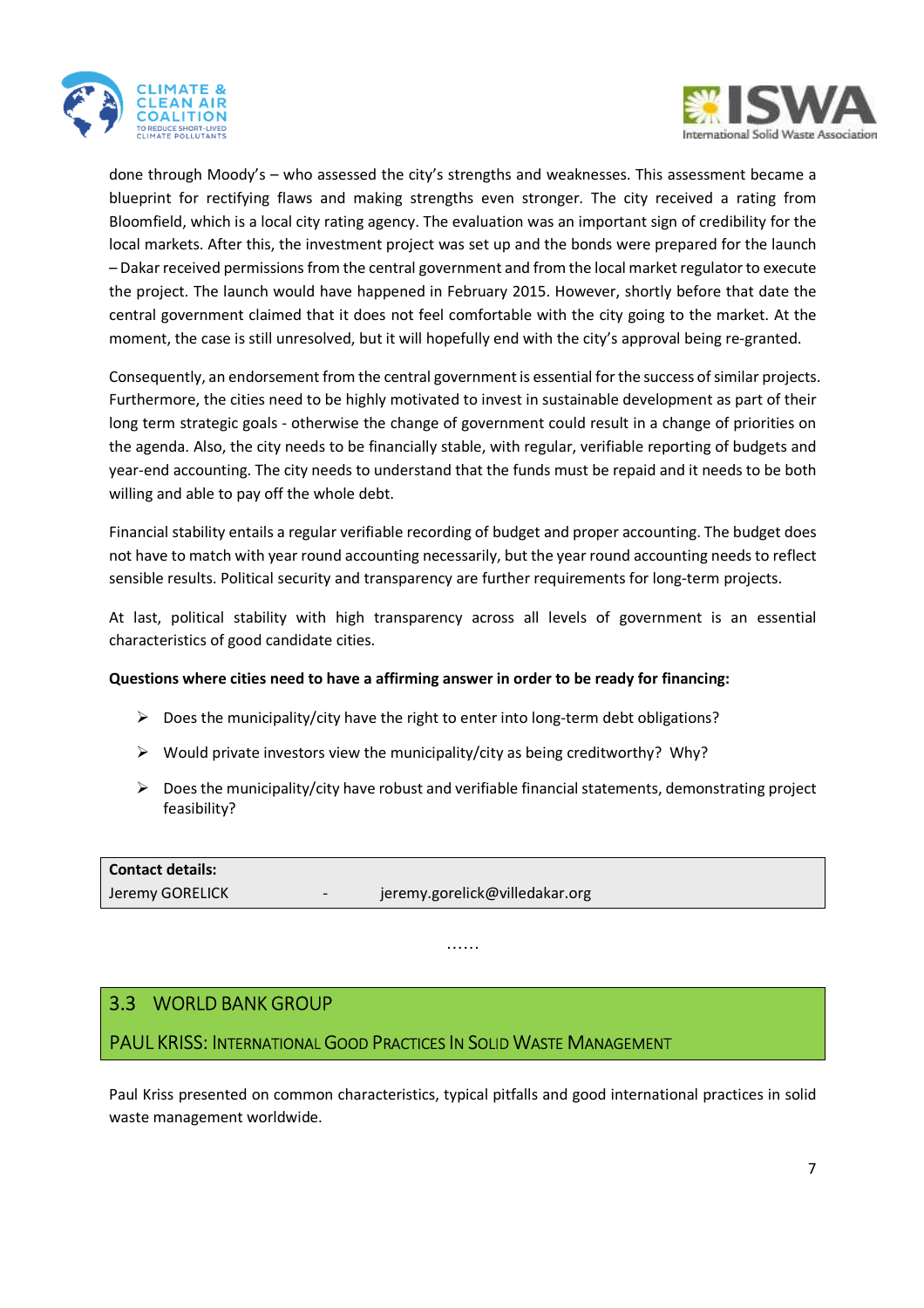done through Moody's – who assessed the city's strengths and weaknesses. This assessment became a blueprint for rectifying flaws and making strengths even stronger. The city received a rating from Bloomfield, which is a local city rating agency. The evaluation was an important sign of credibility for the local markets. After this, the investment project was set up and the bonds were prepared for the launch – Dakar received permissions from the central government and from the local market regulator to execute the project. The launch would have happened in February 2015. However, shortly before that date the central government claimed that it does not feel comfortable with the city going to the market. At the moment, the case is still unresolved, but it will hopefully end with the city's approval being re-granted.

Consequently, an endorsement from the central government is essential for the success of similar projects. Furthermore, the cities need to be highly motivated to invest in sustainable development as part of their long term strategic goals - otherwise the change of government could result in a change of priorities on the agenda. Also, the city needs to be financially stable, with regular, verifiable reporting of budgets and year-end accounting. The city needs to understand that the funds must be repaid and it needs to be both willing and able to pay off the whole debt.

Financial stability entails a regular verifiable recording of budget and proper accounting. The budget does not have to match with year round accounting necessarily, but the year round accounting needs to reflect sensible results. Political security and transparency are further requirements for long-term projects.

At last, political stability with high transparency across all levels of government is an essential characteristics of good candidate cities.

**Questions where cities need to have a affirming answer in order to be ready for financing:**

- Does the municipality/city have the right to enter into long-term debt obligations?
- Would private investors view the municipality/city as being creditworthy? Why?
- Does the municipality/city have robust and verifiable financial statements, demonstrating project feasibility?

| **Contact details:** | | |
|---|---|---|
| Jeremy GORELICK | - | jeremy.gorelick@villedakar.org |

……

## 3.3 WORLD BANK GROUP

### PAUL KRISS: INTERNATIONAL GOOD PRACTICES IN SOLID WASTE MANAGEMENT

Paul Kriss presented on common characteristics, typical pitfalls and good international practices in solid waste management worldwide.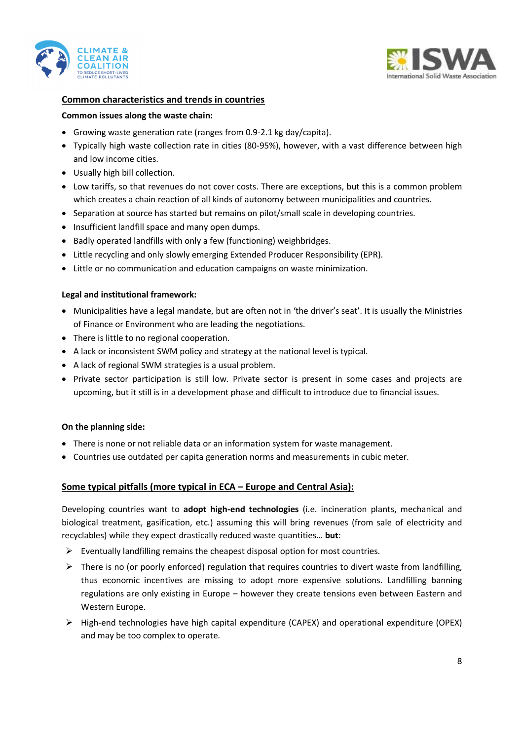## Common characteristics and trends in countries

**Common issues along the waste chain:**

- Growing waste generation rate (ranges from 0.9-2.1 kg day/capita).
- Typically high waste collection rate in cities (80-95%), however, with a vast difference between high and low income cities.
- Usually high bill collection.
- Low tariffs, so that revenues do not cover costs. There are exceptions, but this is a common problem which creates a chain reaction of all kinds of autonomy between municipalities and countries.
- Separation at source has started but remains on pilot/small scale in developing countries.
- Insufficient landfill space and many open dumps.
- Badly operated landfills with only a few (functioning) weighbridges.
- Little recycling and only slowly emerging Extended Producer Responsibility (EPR).
- Little or no communication and education campaigns on waste minimization.

**Legal and institutional framework:**

- Municipalities have a legal mandate, but are often not in 'the driver's seat'. It is usually the Ministries of Finance or Environment who are leading the negotiations.
- There is little to no regional cooperation.
- A lack or inconsistent SWM policy and strategy at the national level is typical.
- A lack of regional SWM strategies is a usual problem.
- Private sector participation is still low. Private sector is present in some cases and projects are upcoming, but it still is in a development phase and difficult to introduce due to financial issues.

**On the planning side:**

- There is none or not reliable data or an information system for waste management.
- Countries use outdated per capita generation norms and measurements in cubic meter.

## Some typical pitfalls (more typical in ECA – Europe and Central Asia):

Developing countries want to **adopt high-end technologies** (i.e. incineration plants, mechanical and biological treatment, gasification, etc.) assuming this will bring revenues (from sale of electricity and recyclables) while they expect drastically reduced waste quantities… **but**:

- Eventually landfilling remains the cheapest disposal option for most countries.
- There is no (or poorly enforced) regulation that requires countries to divert waste from landfilling, thus economic incentives are missing to adopt more expensive solutions. Landfilling banning regulations are only existing in Europe – however they create tensions even between Eastern and Western Europe.
- High-end technologies have high capital expenditure (CAPEX) and operational expenditure (OPEX) and may be too complex to operate.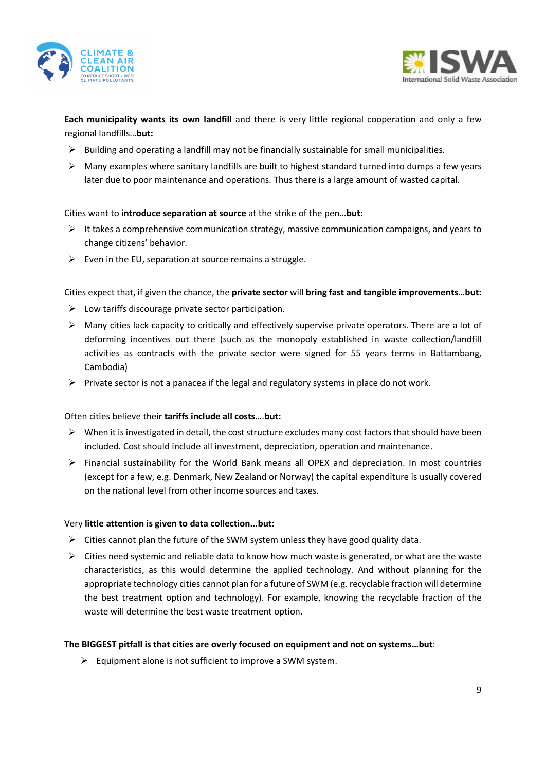**Each municipality wants its own landfill** and there is very little regional cooperation and only a few regional landfills…**but:**

- Building and operating a landfill may not be financially sustainable for small municipalities.
- Many examples where sanitary landfills are built to highest standard turned into dumps a few years later due to poor maintenance and operations. Thus there is a large amount of wasted capital.

Cities want to **introduce separation at source** at the strike of the pen…**but:**

- It takes a comprehensive communication strategy, massive communication campaigns, and years to change citizens' behavior.
- Even in the EU, separation at source remains a struggle.

Cities expect that, if given the chance, the **private sector** will **bring fast and tangible improvements**…**but:**

- Low tariffs discourage private sector participation.
- Many cities lack capacity to critically and effectively supervise private operators. There are a lot of deforming incentives out there (such as the monopoly established in waste collection/landfill activities as contracts with the private sector were signed for 55 years terms in Battambang, Cambodia)
- Private sector is not a panacea if the legal and regulatory systems in place do not work.

Often cities believe their **tariffs include all costs**….**but:**

- When it is investigated in detail, the cost structure excludes many cost factors that should have been included. Cost should include all investment, depreciation, operation and maintenance.
- Financial sustainability for the World Bank means all OPEX and depreciation. In most countries (except for a few, e.g. Denmark, New Zealand or Norway) the capital expenditure is usually covered on the national level from other income sources and taxes.

Very **little attention is given to data collection...but:**

- Cities cannot plan the future of the SWM system unless they have good quality data.
- Cities need systemic and reliable data to know how much waste is generated, or what are the waste characteristics, as this would determine the applied technology. And without planning for the appropriate technology cities cannot plan for a future of SWM (e.g. recyclable fraction will determine the best treatment option and technology). For example, knowing the recyclable fraction of the waste will determine the best waste treatment option.

**The BIGGEST pitfall is that cities are overly focused on equipment and not on systems…but**:

- Equipment alone is not sufficient to improve a SWM system.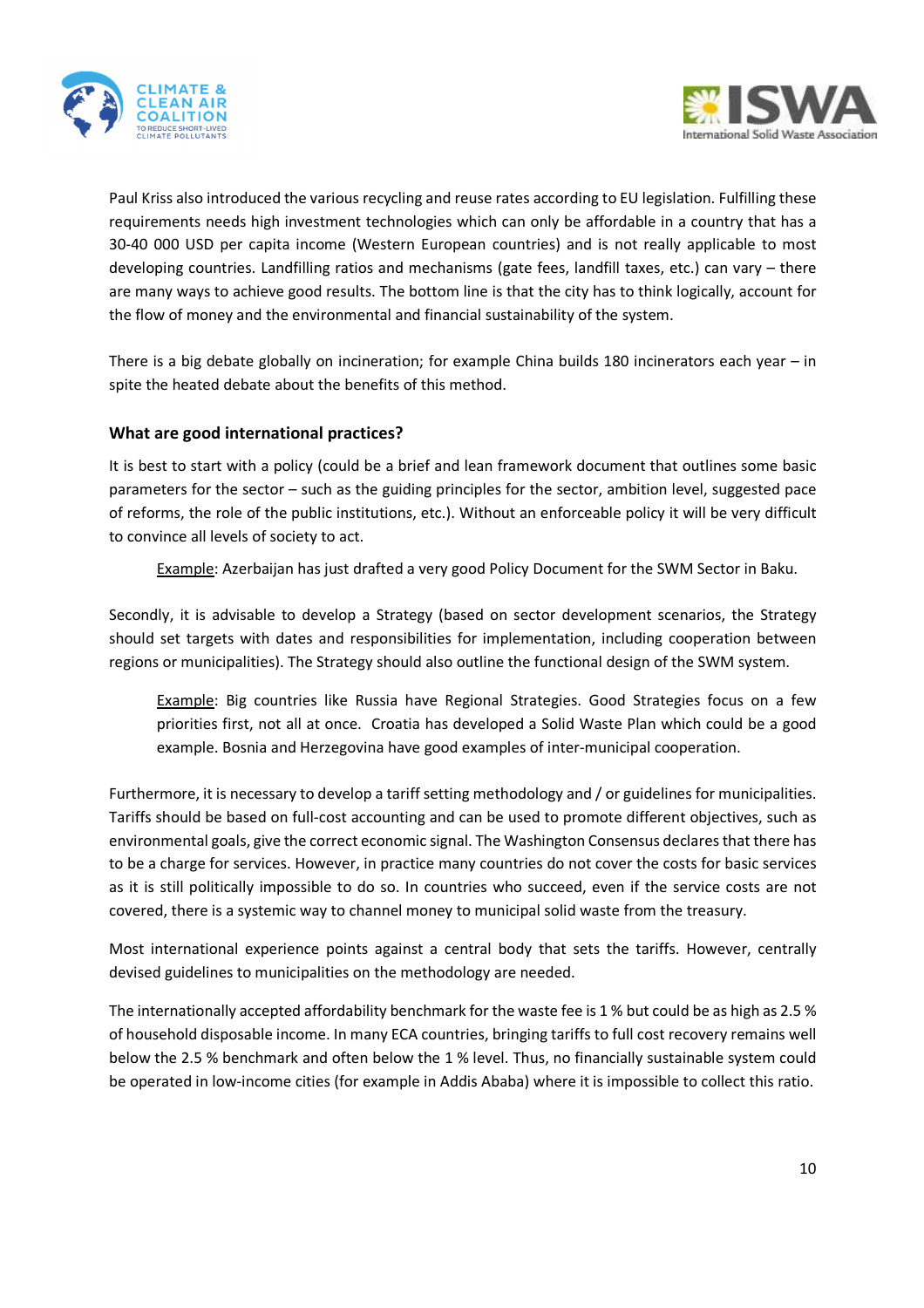Paul Kriss also introduced the various recycling and reuse rates according to EU legislation. Fulfilling these requirements needs high investment technologies which can only be affordable in a country that has a 30-40 000 USD per capita income (Western European countries) and is not really applicable to most developing countries. Landfilling ratios and mechanisms (gate fees, landfill taxes, etc.) can vary – there are many ways to achieve good results. The bottom line is that the city has to think logically, account for the flow of money and the environmental and financial sustainability of the system.

There is a big debate globally on incineration; for example China builds 180 incinerators each year – in spite the heated debate about the benefits of this method.

### What are good international practices?

It is best to start with a policy (could be a brief and lean framework document that outlines some basic parameters for the sector – such as the guiding principles for the sector, ambition level, suggested pace of reforms, the role of the public institutions, etc.). Without an enforceable policy it will be very difficult to convince all levels of society to act.

> Example: Azerbaijan has just drafted a very good Policy Document for the SWM Sector in Baku.

Secondly, it is advisable to develop a Strategy (based on sector development scenarios, the Strategy should set targets with dates and responsibilities for implementation, including cooperation between regions or municipalities). The Strategy should also outline the functional design of the SWM system.

> Example: Big countries like Russia have Regional Strategies. Good Strategies focus on a few priorities first, not all at once. Croatia has developed a Solid Waste Plan which could be a good example. Bosnia and Herzegovina have good examples of inter-municipal cooperation.

Furthermore, it is necessary to develop a tariff setting methodology and / or guidelines for municipalities. Tariffs should be based on full-cost accounting and can be used to promote different objectives, such as environmental goals, give the correct economic signal. The Washington Consensus declares that there has to be a charge for services. However, in practice many countries do not cover the costs for basic services as it is still politically impossible to do so. In countries who succeed, even if the service costs are not covered, there is a systemic way to channel money to municipal solid waste from the treasury.

Most international experience points against a central body that sets the tariffs. However, centrally devised guidelines to municipalities on the methodology are needed.

The internationally accepted affordability benchmark for the waste fee is 1 % but could be as high as 2.5 % of household disposable income. In many ECA countries, bringing tariffs to full cost recovery remains well below the 2.5 % benchmark and often below the 1 % level. Thus, no financially sustainable system could be operated in low-income cities (for example in Addis Ababa) where it is impossible to collect this ratio.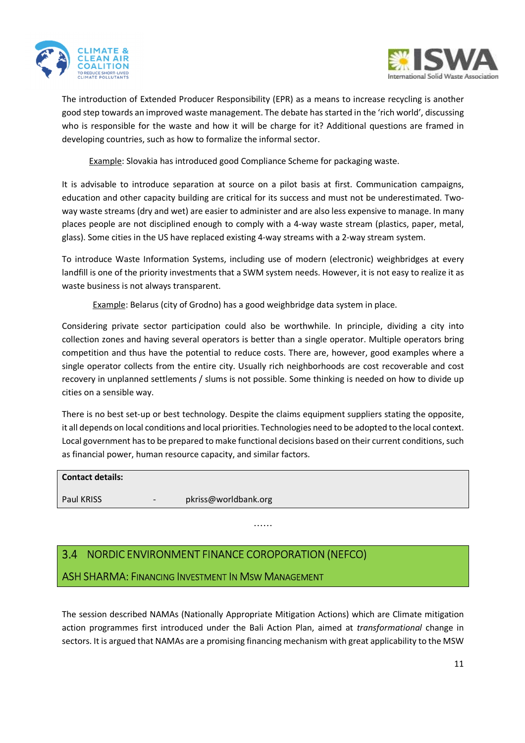The introduction of Extended Producer Responsibility (EPR) as a means to increase recycling is another good step towards an improved waste management. The debate has started in the 'rich world', discussing who is responsible for the waste and how it will be charge for it? Additional questions are framed in developing countries, such as how to formalize the informal sector.

Example: Slovakia has introduced good Compliance Scheme for packaging waste.

It is advisable to introduce separation at source on a pilot basis at first. Communication campaigns, education and other capacity building are critical for its success and must not be underestimated. Two-way waste streams (dry and wet) are easier to administer and are also less expensive to manage. In many places people are not disciplined enough to comply with a 4-way waste stream (plastics, paper, metal, glass). Some cities in the US have replaced existing 4-way streams with a 2-way stream system.

To introduce Waste Information Systems, including use of modern (electronic) weighbridges at every landfill is one of the priority investments that a SWM system needs. However, it is not easy to realize it as waste business is not always transparent.

Example: Belarus (city of Grodno) has a good weighbridge data system in place.

Considering private sector participation could also be worthwhile. In principle, dividing a city into collection zones and having several operators is better than a single operator. Multiple operators bring competition and thus have the potential to reduce costs. There are, however, good examples where a single operator collects from the entire city. Usually rich neighborhoods are cost recoverable and cost recovery in unplanned settlements / slums is not possible. Some thinking is needed on how to divide up cities on a sensible way.

There is no best set-up or best technology. Despite the claims equipment suppliers stating the opposite, it all depends on local conditions and local priorities. Technologies need to be adopted to the local context. Local government has to be prepared to make functional decisions based on their current conditions, such as financial power, human resource capacity, and similar factors.

| **Contact details:** | | |
|---|---|---|
| Paul KRISS | - | pkriss@worldbank.org |

……

## 3.4 NORDIC ENVIRONMENT FINANCE COROPORATION (NEFCO)

### ASH SHARMA: FINANCING INVESTMENT IN MSW MANAGEMENT

The session described NAMAs (Nationally Appropriate Mitigation Actions) which are Climate mitigation action programmes first introduced under the Bali Action Plan, aimed at *transformational* change in sectors. It is argued that NAMAs are a promising financing mechanism with great applicability to the MSW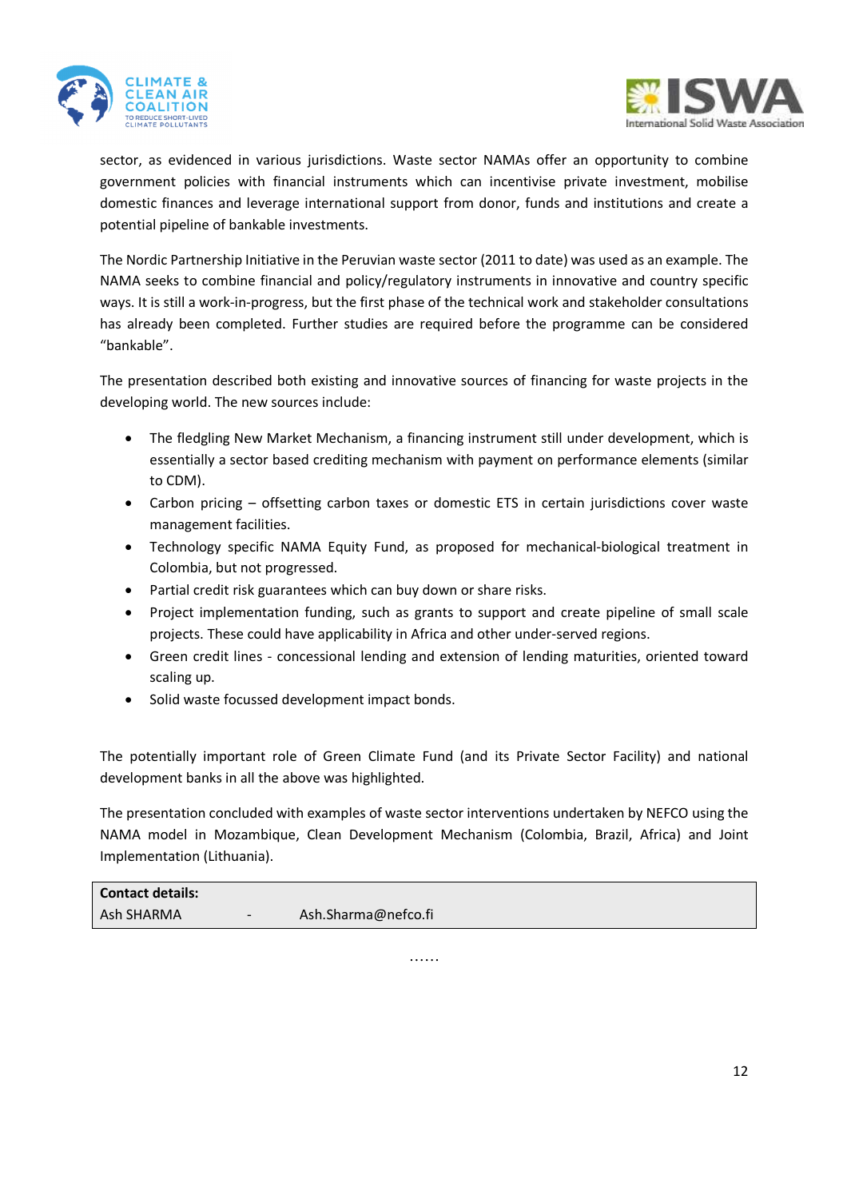sector, as evidenced in various jurisdictions. Waste sector NAMAs offer an opportunity to combine government policies with financial instruments which can incentivise private investment, mobilise domestic finances and leverage international support from donor, funds and institutions and create a potential pipeline of bankable investments.

The Nordic Partnership Initiative in the Peruvian waste sector (2011 to date) was used as an example. The NAMA seeks to combine financial and policy/regulatory instruments in innovative and country specific ways. It is still a work-in-progress, but the first phase of the technical work and stakeholder consultations has already been completed. Further studies are required before the programme can be considered "bankable".

The presentation described both existing and innovative sources of financing for waste projects in the developing world. The new sources include:

- The fledgling New Market Mechanism, a financing instrument still under development, which is essentially a sector based crediting mechanism with payment on performance elements (similar to CDM).
- Carbon pricing – offsetting carbon taxes or domestic ETS in certain jurisdictions cover waste management facilities.
- Technology specific NAMA Equity Fund, as proposed for mechanical-biological treatment in Colombia, but not progressed.
- Partial credit risk guarantees which can buy down or share risks.
- Project implementation funding, such as grants to support and create pipeline of small scale projects. These could have applicability in Africa and other under-served regions.
- Green credit lines - concessional lending and extension of lending maturities, oriented toward scaling up.
- Solid waste focussed development impact bonds.

The potentially important role of Green Climate Fund (and its Private Sector Facility) and national development banks in all the above was highlighted.

The presentation concluded with examples of waste sector interventions undertaken by NEFCO using the NAMA model in Mozambique, Clean Development Mechanism (Colombia, Brazil, Africa) and Joint Implementation (Lithuania).

| **Contact details:** | | |
|---|---|---|
| Ash SHARMA | - | Ash.Sharma@nefco.fi |

……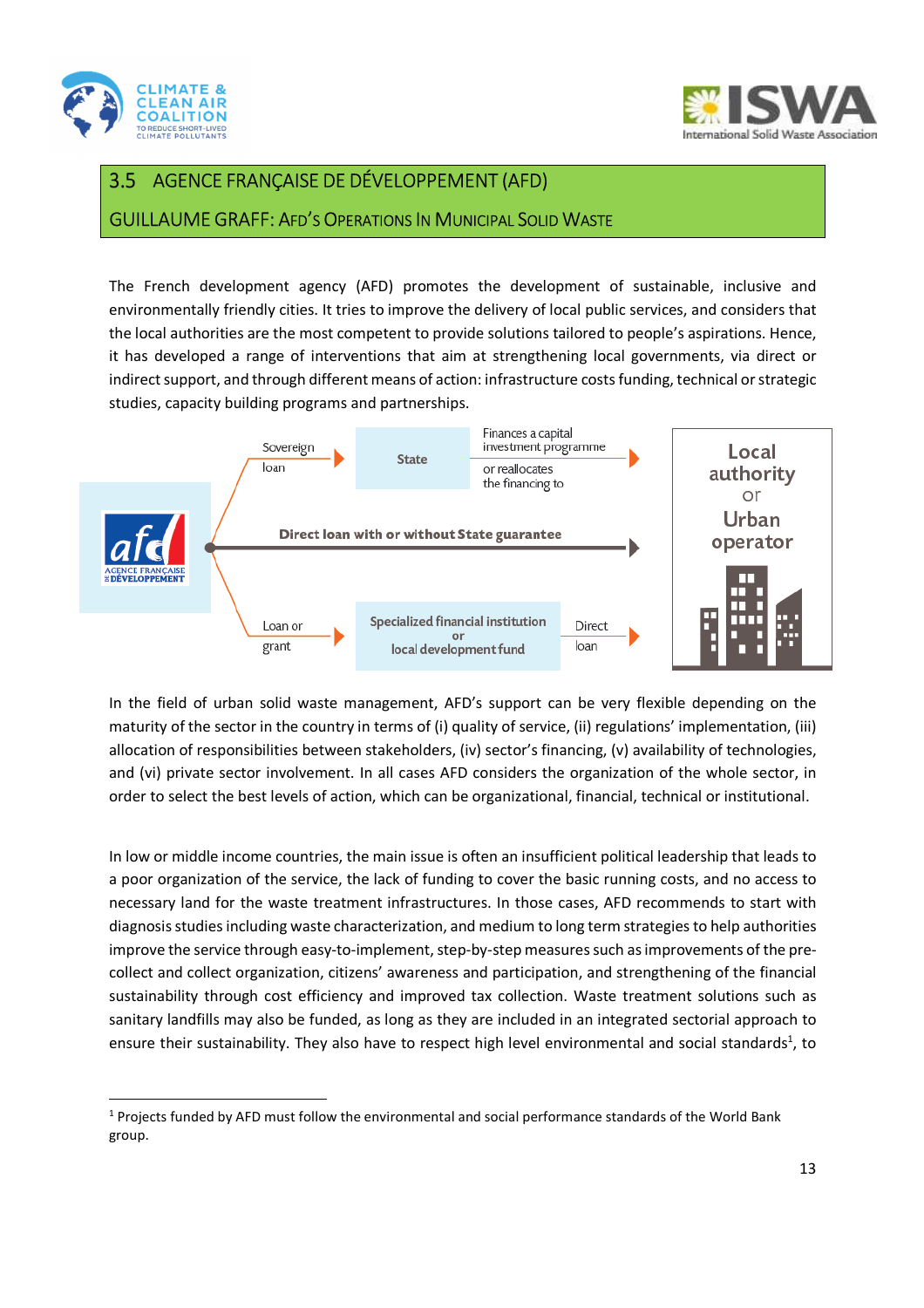## 3.5 AGENCE FRANÇAISE DE DÉVELOPPEMENT (AFD)

### GUILLAUME GRAFF: AFD'S OPERATIONS IN MUNICIPAL SOLID WASTE

The French development agency (AFD) promotes the development of sustainable, inclusive and environmentally friendly cities. It tries to improve the delivery of local public services, and considers that the local authorities are the most competent to provide solutions tailored to people's aspirations. Hence, it has developed a range of interventions that aim at strengthening local governments, via direct or indirect support, and through different means of action: infrastructure costs funding, technical or strategic studies, capacity building programs and partnerships.

Sovereign loan → State → Finances a capital investment programme or reallocates the financing to → Local authority or Urban operator

Direct loan with or without State guarantee → Local authority or Urban operator

Loan or grant → Specialized financial institution or local development fund → Direct loan → Local authority or Urban operator

In the field of urban solid waste management, AFD's support can be very flexible depending on the maturity of the sector in the country in terms of (i) quality of service, (ii) regulations' implementation, (iii) allocation of responsibilities between stakeholders, (iv) sector's financing, (v) availability of technologies, and (vi) private sector involvement. In all cases AFD considers the organization of the whole sector, in order to select the best levels of action, which can be organizational, financial, technical or institutional.

In low or middle income countries, the main issue is often an insufficient political leadership that leads to a poor organization of the service, the lack of funding to cover the basic running costs, and no access to necessary land for the waste treatment infrastructures. In those cases, AFD recommends to start with diagnosis studies including waste characterization, and medium to long term strategies to help authorities improve the service through easy-to-implement, step-by-step measures such as improvements of the pre-collect and collect organization, citizens' awareness and participation, and strengthening of the financial sustainability through cost efficiency and improved tax collection. Waste treatment solutions such as sanitary landfills may also be funded, as long as they are included in an integrated sectorial approach to ensure their sustainability. They also have to respect high level environmental and social standards[1], to

[1] Projects funded by AFD must follow the environmental and social performance standards of the World Bank group.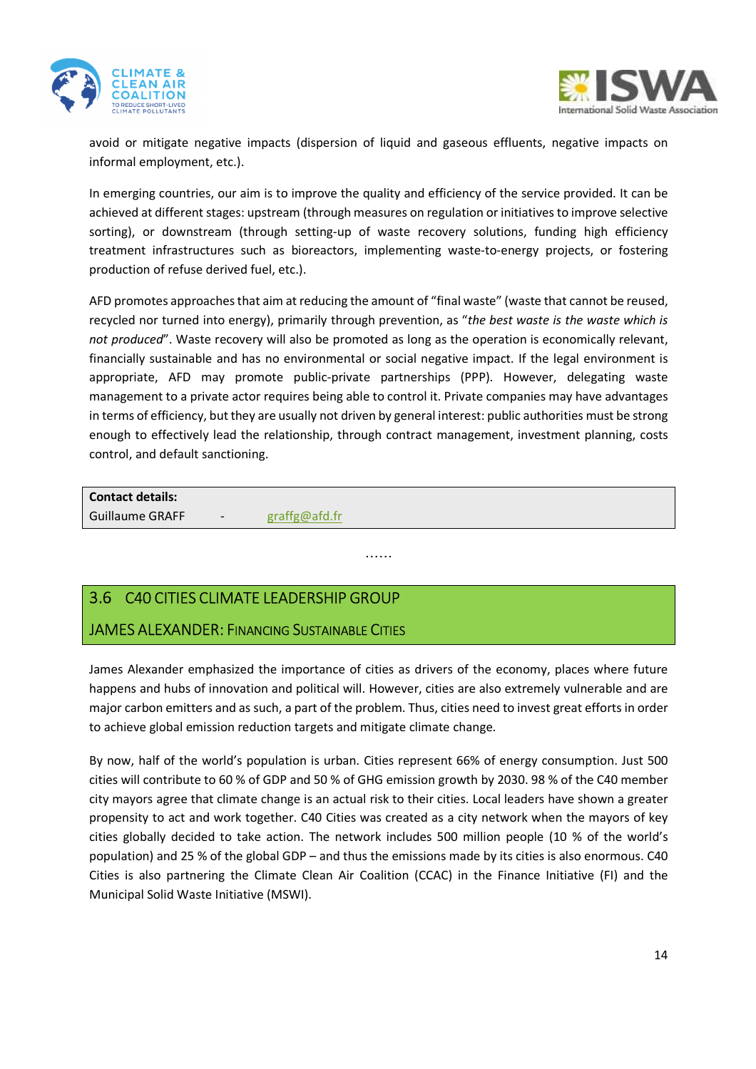avoid or mitigate negative impacts (dispersion of liquid and gaseous effluents, negative impacts on informal employment, etc.).

In emerging countries, our aim is to improve the quality and efficiency of the service provided. It can be achieved at different stages: upstream (through measures on regulation or initiatives to improve selective sorting), or downstream (through setting-up of waste recovery solutions, funding high efficiency treatment infrastructures such as bioreactors, implementing waste-to-energy projects, or fostering production of refuse derived fuel, etc.).

AFD promotes approaches that aim at reducing the amount of “final waste” (waste that cannot be reused, recycled nor turned into energy), primarily through prevention, as “*the best waste is the waste which is not produced*”. Waste recovery will also be promoted as long as the operation is economically relevant, financially sustainable and has no environmental or social negative impact. If the legal environment is appropriate, AFD may promote public-private partnerships (PPP). However, delegating waste management to a private actor requires being able to control it. Private companies may have advantages in terms of efficiency, but they are usually not driven by general interest: public authorities must be strong enough to effectively lead the relationship, through contract management, investment planning, costs control, and default sanctioning.

| **Contact details:** | | |
|---|---|---|
| Guillaume GRAFF | - | graffg@afd.fr |

……

## 3.6 C40 Cities Climate Leadership Group

### James Alexander: Financing Sustainable Cities

James Alexander emphasized the importance of cities as drivers of the economy, places where future happens and hubs of innovation and political will. However, cities are also extremely vulnerable and are major carbon emitters and as such, a part of the problem. Thus, cities need to invest great efforts in order to achieve global emission reduction targets and mitigate climate change.

By now, half of the world’s population is urban. Cities represent 66% of energy consumption. Just 500 cities will contribute to 60 % of GDP and 50 % of GHG emission growth by 2030. 98 % of the C40 member city mayors agree that climate change is an actual risk to their cities. Local leaders have shown a greater propensity to act and work together. C40 Cities was created as a city network when the mayors of key cities globally decided to take action. The network includes 500 million people (10 % of the world’s population) and 25 % of the global GDP – and thus the emissions made by its cities is also enormous. C40 Cities is also partnering the Climate Clean Air Coalition (CCAC) in the Finance Initiative (FI) and the Municipal Solid Waste Initiative (MSWI).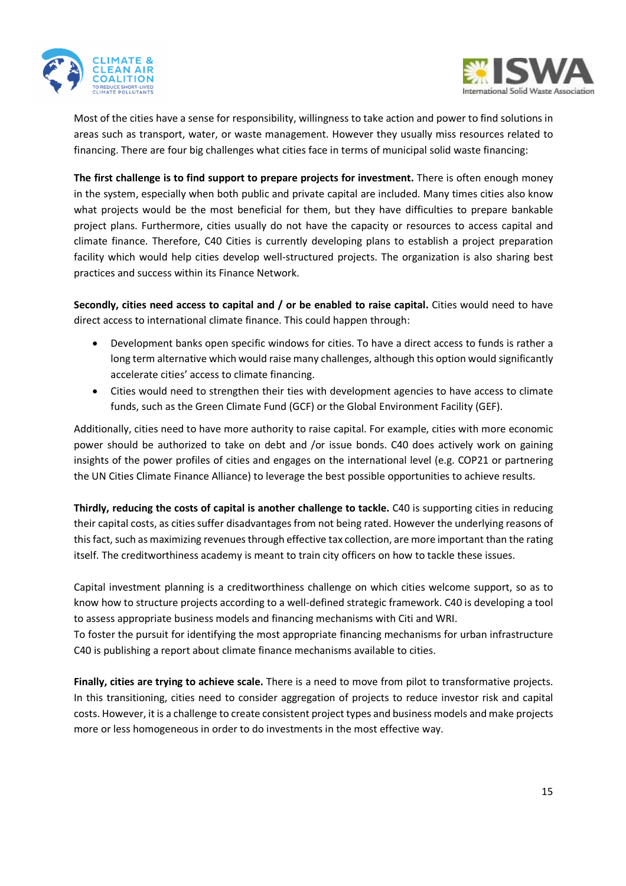Most of the cities have a sense for responsibility, willingness to take action and power to find solutions in areas such as transport, water, or waste management. However they usually miss resources related to financing. There are four big challenges what cities face in terms of municipal solid waste financing:

**The first challenge is to find support to prepare projects for investment.** There is often enough money in the system, especially when both public and private capital are included. Many times cities also know what projects would be the most beneficial for them, but they have difficulties to prepare bankable project plans. Furthermore, cities usually do not have the capacity or resources to access capital and climate finance. Therefore, C40 Cities is currently developing plans to establish a project preparation facility which would help cities develop well-structured projects. The organization is also sharing best practices and success within its Finance Network.

**Secondly, cities need access to capital and / or be enabled to raise capital.** Cities would need to have direct access to international climate finance. This could happen through:

- Development banks open specific windows for cities. To have a direct access to funds is rather a long term alternative which would raise many challenges, although this option would significantly accelerate cities' access to climate financing.
- Cities would need to strengthen their ties with development agencies to have access to climate funds, such as the Green Climate Fund (GCF) or the Global Environment Facility (GEF).

Additionally, cities need to have more authority to raise capital. For example, cities with more economic power should be authorized to take on debt and /or issue bonds. C40 does actively work on gaining insights of the power profiles of cities and engages on the international level (e.g. COP21 or partnering the UN Cities Climate Finance Alliance) to leverage the best possible opportunities to achieve results.

**Thirdly, reducing the costs of capital is another challenge to tackle.** C40 is supporting cities in reducing their capital costs, as cities suffer disadvantages from not being rated. However the underlying reasons of this fact, such as maximizing revenues through effective tax collection, are more important than the rating itself. The creditworthiness academy is meant to train city officers on how to tackle these issues.

Capital investment planning is a creditworthiness challenge on which cities welcome support, so as to know how to structure projects according to a well-defined strategic framework. C40 is developing a tool to assess appropriate business models and financing mechanisms with Citi and WRI.
To foster the pursuit for identifying the most appropriate financing mechanisms for urban infrastructure C40 is publishing a report about climate finance mechanisms available to cities.

**Finally, cities are trying to achieve scale.** There is a need to move from pilot to transformative projects. In this transitioning, cities need to consider aggregation of projects to reduce investor risk and capital costs. However, it is a challenge to create consistent project types and business models and make projects more or less homogeneous in order to do investments in the most effective way.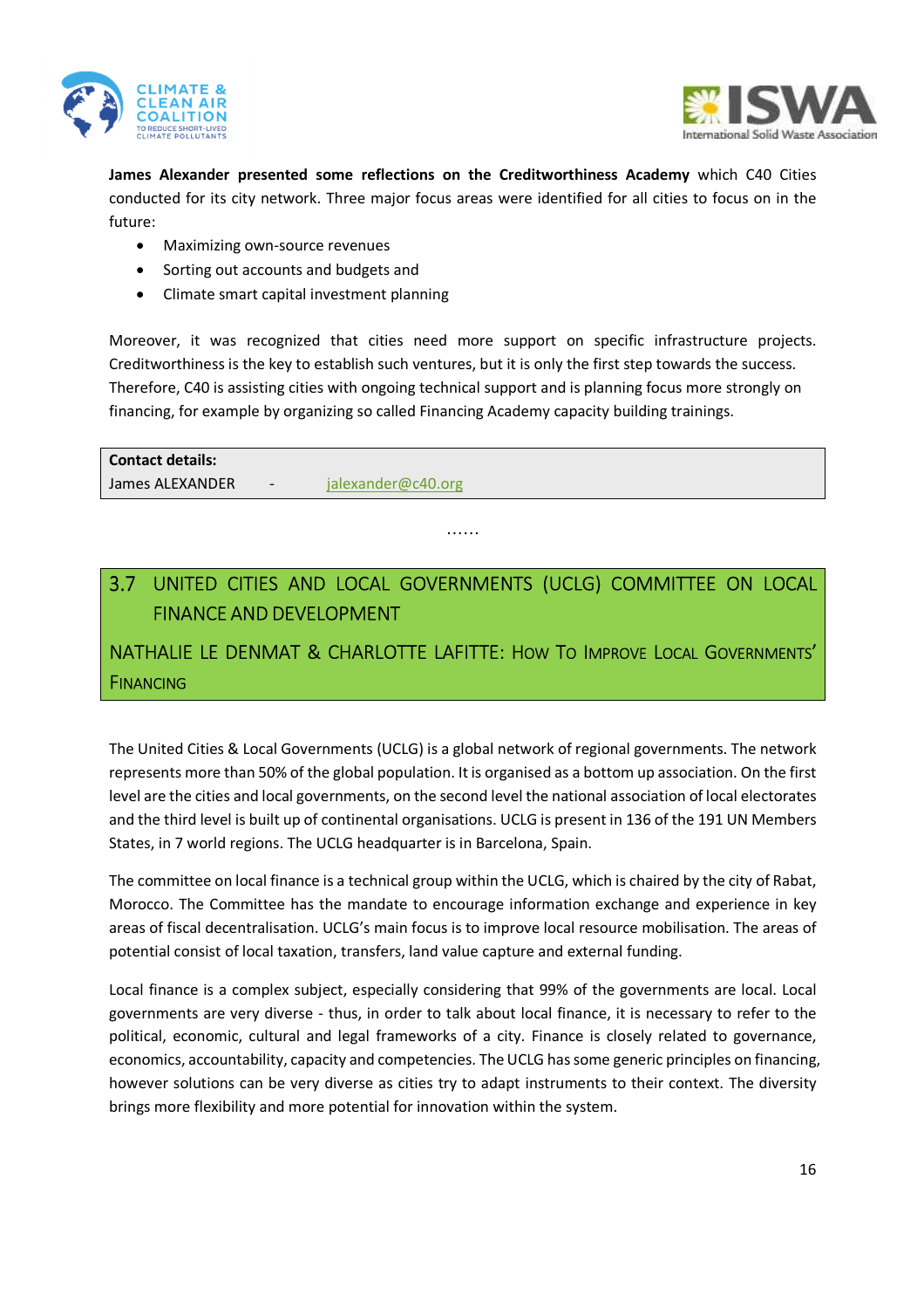**James Alexander presented some reflections on the Creditworthiness Academy** which C40 Cities conducted for its city network. Three major focus areas were identified for all cities to focus on in the future:

- Maximizing own-source revenues
- Sorting out accounts and budgets and
- Climate smart capital investment planning

Moreover, it was recognized that cities need more support on specific infrastructure projects. Creditworthiness is the key to establish such ventures, but it is only the first step towards the success. Therefore, C40 is assisting cities with ongoing technical support and is planning focus more strongly on financing, for example by organizing so called Financing Academy capacity building trainings.

| **Contact details:** | | |
|---|---|---|
| James ALEXANDER | - | jalexander@c40.org |

……

## 3.7 UNITED CITIES AND LOCAL GOVERNMENTS (UCLG) COMMITTEE ON LOCAL FINANCE AND DEVELOPMENT

### NATHALIE LE DENMAT & CHARLOTTE LAFITTE: HOW TO IMPROVE LOCAL GOVERNMENTS' FINANCING

The United Cities & Local Governments (UCLG) is a global network of regional governments. The network represents more than 50% of the global population. It is organised as a bottom up association. On the first level are the cities and local governments, on the second level the national association of local electorates and the third level is built up of continental organisations. UCLG is present in 136 of the 191 UN Members States, in 7 world regions. The UCLG headquarter is in Barcelona, Spain.

The committee on local finance is a technical group within the UCLG, which is chaired by the city of Rabat, Morocco. The Committee has the mandate to encourage information exchange and experience in key areas of fiscal decentralisation. UCLG's main focus is to improve local resource mobilisation. The areas of potential consist of local taxation, transfers, land value capture and external funding.

Local finance is a complex subject, especially considering that 99% of the governments are local. Local governments are very diverse - thus, in order to talk about local finance, it is necessary to refer to the political, economic, cultural and legal frameworks of a city. Finance is closely related to governance, economics, accountability, capacity and competencies. The UCLG has some generic principles on financing, however solutions can be very diverse as cities try to adapt instruments to their context. The diversity brings more flexibility and more potential for innovation within the system.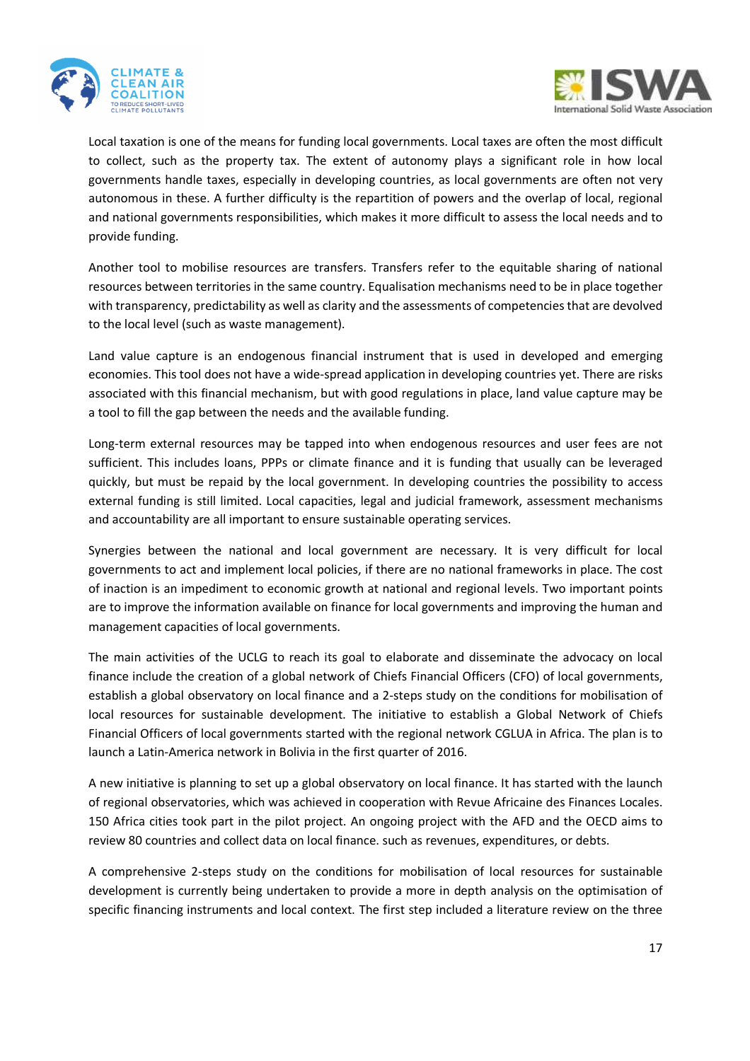Local taxation is one of the means for funding local governments. Local taxes are often the most difficult to collect, such as the property tax. The extent of autonomy plays a significant role in how local governments handle taxes, especially in developing countries, as local governments are often not very autonomous in these. A further difficulty is the repartition of powers and the overlap of local, regional and national governments responsibilities, which makes it more difficult to assess the local needs and to provide funding.

Another tool to mobilise resources are transfers. Transfers refer to the equitable sharing of national resources between territories in the same country. Equalisation mechanisms need to be in place together with transparency, predictability as well as clarity and the assessments of competencies that are devolved to the local level (such as waste management).

Land value capture is an endogenous financial instrument that is used in developed and emerging economies. This tool does not have a wide-spread application in developing countries yet. There are risks associated with this financial mechanism, but with good regulations in place, land value capture may be a tool to fill the gap between the needs and the available funding.

Long-term external resources may be tapped into when endogenous resources and user fees are not sufficient. This includes loans, PPPs or climate finance and it is funding that usually can be leveraged quickly, but must be repaid by the local government. In developing countries the possibility to access external funding is still limited. Local capacities, legal and judicial framework, assessment mechanisms and accountability are all important to ensure sustainable operating services.

Synergies between the national and local government are necessary. It is very difficult for local governments to act and implement local policies, if there are no national frameworks in place. The cost of inaction is an impediment to economic growth at national and regional levels. Two important points are to improve the information available on finance for local governments and improving the human and management capacities of local governments.

The main activities of the UCLG to reach its goal to elaborate and disseminate the advocacy on local finance include the creation of a global network of Chiefs Financial Officers (CFO) of local governments, establish a global observatory on local finance and a 2-steps study on the conditions for mobilisation of local resources for sustainable development. The initiative to establish a Global Network of Chiefs Financial Officers of local governments started with the regional network CGLUA in Africa. The plan is to launch a Latin-America network in Bolivia in the first quarter of 2016.

A new initiative is planning to set up a global observatory on local finance. It has started with the launch of regional observatories, which was achieved in cooperation with Revue Africaine des Finances Locales. 150 Africa cities took part in the pilot project. An ongoing project with the AFD and the OECD aims to review 80 countries and collect data on local finance. such as revenues, expenditures, or debts.

A comprehensive 2-steps study on the conditions for mobilisation of local resources for sustainable development is currently being undertaken to provide a more in depth analysis on the optimisation of specific financing instruments and local context. The first step included a literature review on the three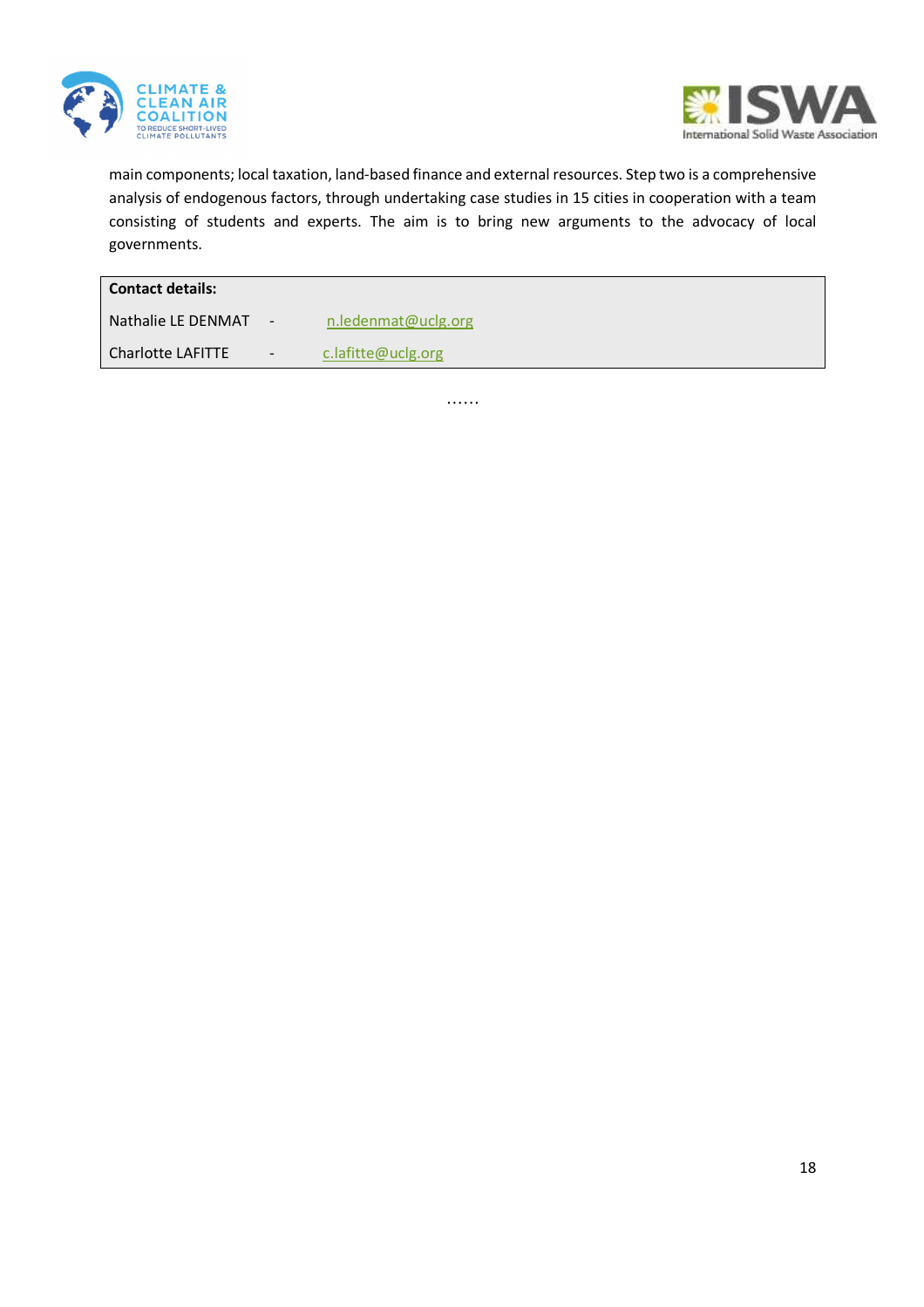main components; local taxation, land-based finance and external resources. Step two is a comprehensive analysis of endogenous factors, through undertaking case studies in 15 cities in cooperation with a team consisting of students and experts. The aim is to bring new arguments to the advocacy of local governments.

| **Contact details:** | | |
|---|---|---|
| Nathalie LE DENMAT | - | n.ledenmat@uclg.org |
| Charlotte LAFITTE | - | c.lafitte@uclg.org |

……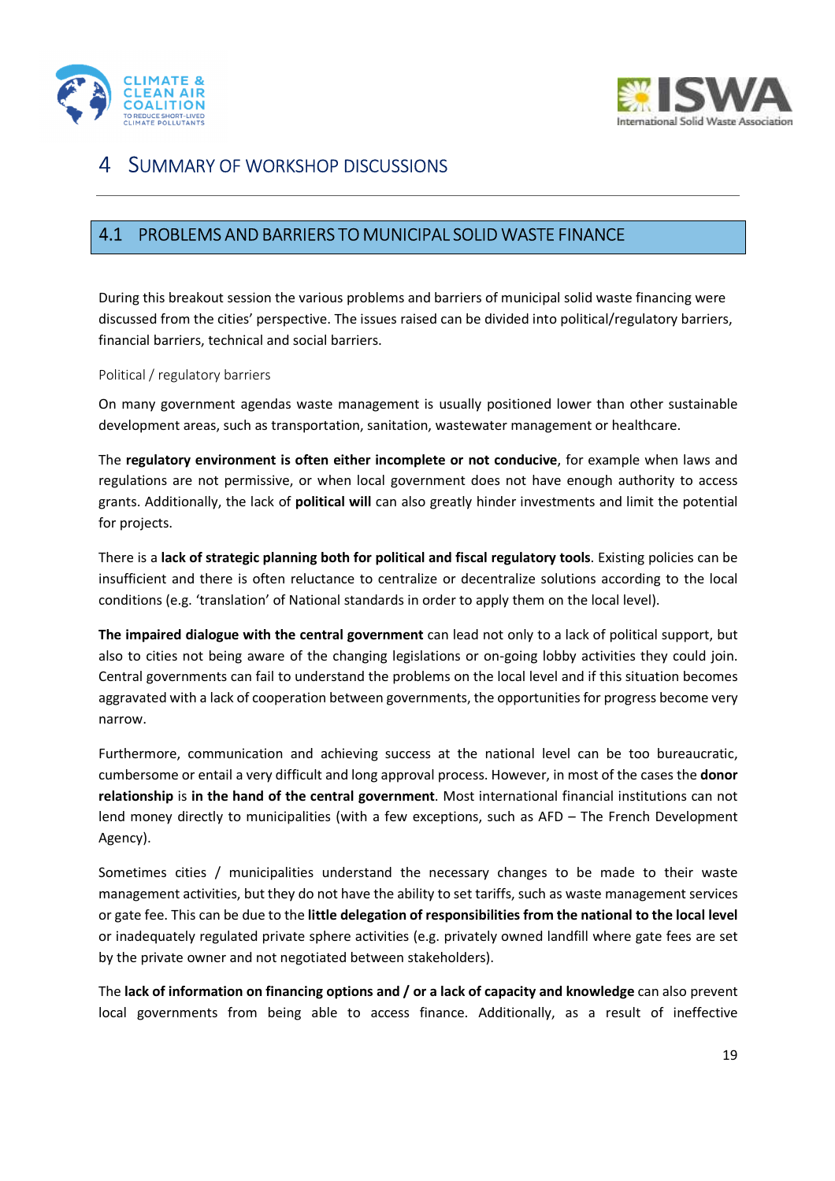# 4 SUMMARY OF WORKSHOP DISCUSSIONS

## 4.1 PROBLEMS AND BARRIERS TO MUNICIPAL SOLID WASTE FINANCE

During this breakout session the various problems and barriers of municipal solid waste financing were discussed from the cities' perspective. The issues raised can be divided into political/regulatory barriers, financial barriers, technical and social barriers.

### Political / regulatory barriers

On many government agendas waste management is usually positioned lower than other sustainable development areas, such as transportation, sanitation, wastewater management or healthcare.

The **regulatory environment is often either incomplete or not conducive**, for example when laws and regulations are not permissive, or when local government does not have enough authority to access grants. Additionally, the lack of **political will** can also greatly hinder investments and limit the potential for projects.

There is a **lack of strategic planning both for political and fiscal regulatory tools**. Existing policies can be insufficient and there is often reluctance to centralize or decentralize solutions according to the local conditions (e.g. 'translation' of National standards in order to apply them on the local level).

**The impaired dialogue with the central government** can lead not only to a lack of political support, but also to cities not being aware of the changing legislations or on-going lobby activities they could join. Central governments can fail to understand the problems on the local level and if this situation becomes aggravated with a lack of cooperation between governments, the opportunities for progress become very narrow.

Furthermore, communication and achieving success at the national level can be too bureaucratic, cumbersome or entail a very difficult and long approval process. However, in most of the cases the **donor relationship** is **in the hand of the central government**. Most international financial institutions can not lend money directly to municipalities (with a few exceptions, such as AFD – The French Development Agency).

Sometimes cities / municipalities understand the necessary changes to be made to their waste management activities, but they do not have the ability to set tariffs, such as waste management services or gate fee. This can be due to the **little delegation of responsibilities from the national to the local level** or inadequately regulated private sphere activities (e.g. privately owned landfill where gate fees are set by the private owner and not negotiated between stakeholders).

The **lack of information on financing options and / or a lack of capacity and knowledge** can also prevent local governments from being able to access finance. Additionally, as a result of ineffective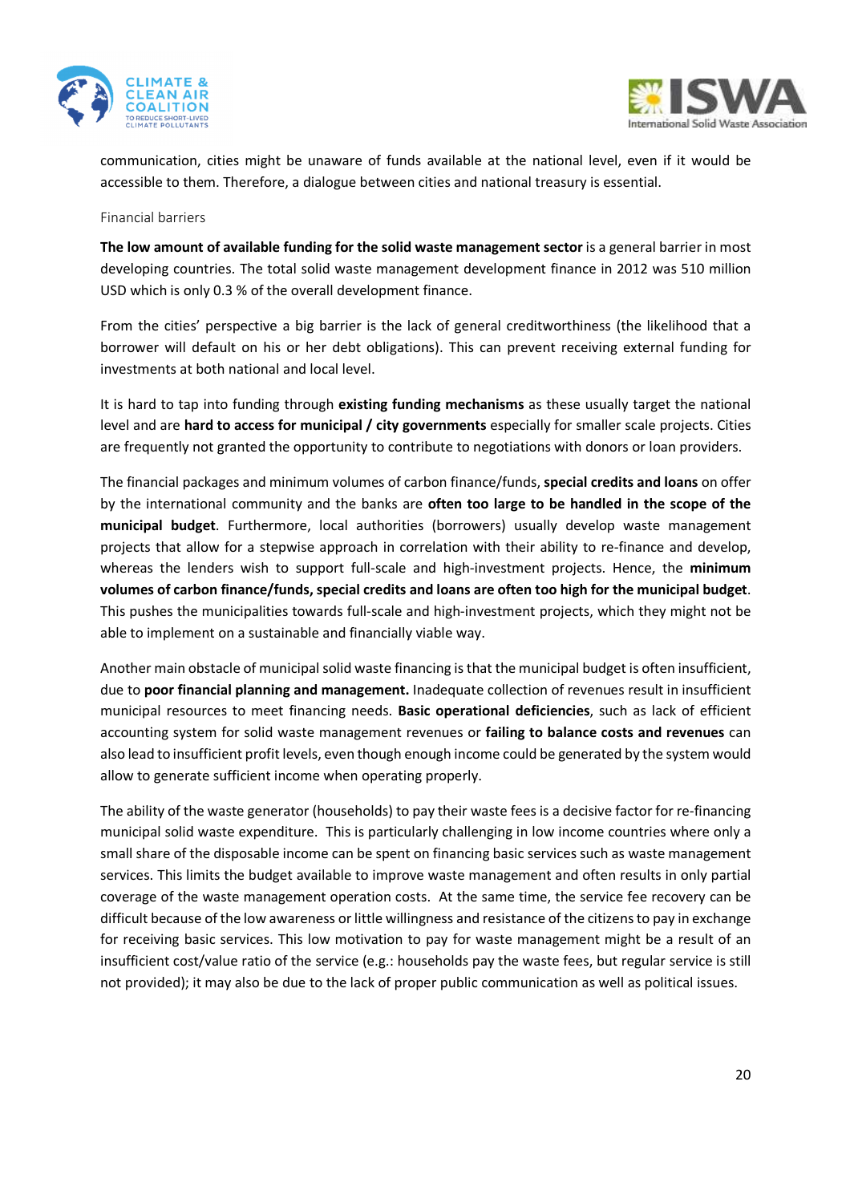communication, cities might be unaware of funds available at the national level, even if it would be accessible to them. Therefore, a dialogue between cities and national treasury is essential.

### Financial barriers

**The low amount of available funding for the solid waste management sector** is a general barrier in most developing countries. The total solid waste management development finance in 2012 was 510 million USD which is only 0.3 % of the overall development finance.

From the cities' perspective a big barrier is the lack of general creditworthiness (the likelihood that a borrower will default on his or her debt obligations). This can prevent receiving external funding for investments at both national and local level.

It is hard to tap into funding through **existing funding mechanisms** as these usually target the national level and are **hard to access for municipal / city governments** especially for smaller scale projects. Cities are frequently not granted the opportunity to contribute to negotiations with donors or loan providers.

The financial packages and minimum volumes of carbon finance/funds, **special credits and loans** on offer by the international community and the banks are **often too large to be handled in the scope of the municipal budget**. Furthermore, local authorities (borrowers) usually develop waste management projects that allow for a stepwise approach in correlation with their ability to re-finance and develop, whereas the lenders wish to support full-scale and high-investment projects. Hence, the **minimum volumes of carbon finance/funds, special credits and loans are often too high for the municipal budget**. This pushes the municipalities towards full-scale and high-investment projects, which they might not be able to implement on a sustainable and financially viable way.

Another main obstacle of municipal solid waste financing is that the municipal budget is often insufficient, due to **poor financial planning and management.** Inadequate collection of revenues result in insufficient municipal resources to meet financing needs. **Basic operational deficiencies**, such as lack of efficient accounting system for solid waste management revenues or **failing to balance costs and revenues** can also lead to insufficient profit levels, even though enough income could be generated by the system would allow to generate sufficient income when operating properly.

The ability of the waste generator (households) to pay their waste fees is a decisive factor for re-financing municipal solid waste expenditure. This is particularly challenging in low income countries where only a small share of the disposable income can be spent on financing basic services such as waste management services. This limits the budget available to improve waste management and often results in only partial coverage of the waste management operation costs. At the same time, the service fee recovery can be difficult because of the low awareness or little willingness and resistance of the citizens to pay in exchange for receiving basic services. This low motivation to pay for waste management might be a result of an insufficient cost/value ratio of the service (e.g.: households pay the waste fees, but regular service is still not provided); it may also be due to the lack of proper public communication as well as political issues.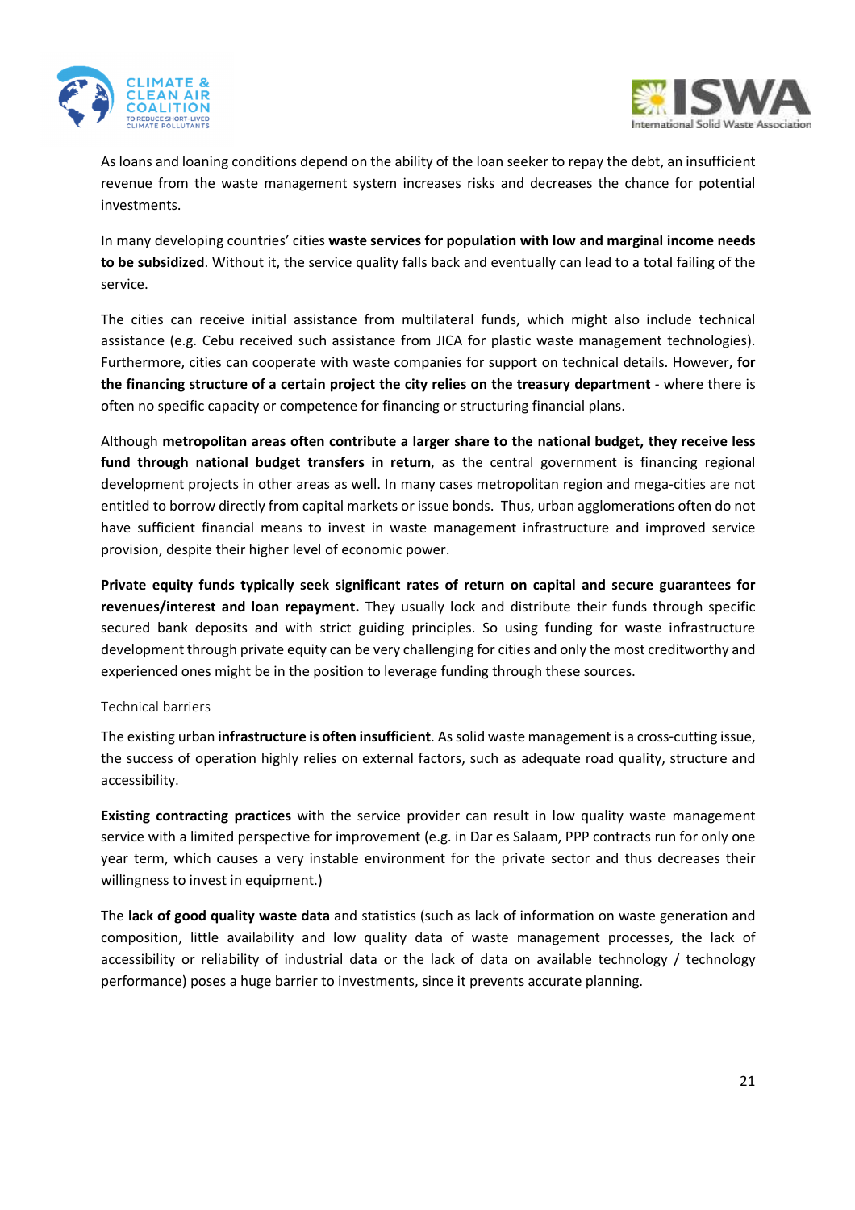As loans and loaning conditions depend on the ability of the loan seeker to repay the debt, an insufficient revenue from the waste management system increases risks and decreases the chance for potential investments.

In many developing countries' cities **waste services for population with low and marginal income needs to be subsidized**. Without it, the service quality falls back and eventually can lead to a total failing of the service.

The cities can receive initial assistance from multilateral funds, which might also include technical assistance (e.g. Cebu received such assistance from JICA for plastic waste management technologies). Furthermore, cities can cooperate with waste companies for support on technical details. However, **for the financing structure of a certain project the city relies on the treasury department** - where there is often no specific capacity or competence for financing or structuring financial plans.

Although **metropolitan areas often contribute a larger share to the national budget, they receive less fund through national budget transfers in return**, as the central government is financing regional development projects in other areas as well. In many cases metropolitan region and mega-cities are not entitled to borrow directly from capital markets or issue bonds. Thus, urban agglomerations often do not have sufficient financial means to invest in waste management infrastructure and improved service provision, despite their higher level of economic power.

**Private equity funds typically seek significant rates of return on capital and secure guarantees for revenues/interest and loan repayment.** They usually lock and distribute their funds through specific secured bank deposits and with strict guiding principles. So using funding for waste infrastructure development through private equity can be very challenging for cities and only the most creditworthy and experienced ones might be in the position to leverage funding through these sources.

### Technical barriers

The existing urban **infrastructure is often insufficient**. As solid waste management is a cross-cutting issue, the success of operation highly relies on external factors, such as adequate road quality, structure and accessibility.

**Existing contracting practices** with the service provider can result in low quality waste management service with a limited perspective for improvement (e.g. in Dar es Salaam, PPP contracts run for only one year term, which causes a very instable environment for the private sector and thus decreases their willingness to invest in equipment.)

The **lack of good quality waste data** and statistics (such as lack of information on waste generation and composition, little availability and low quality data of waste management processes, the lack of accessibility or reliability of industrial data or the lack of data on available technology / technology performance) poses a huge barrier to investments, since it prevents accurate planning.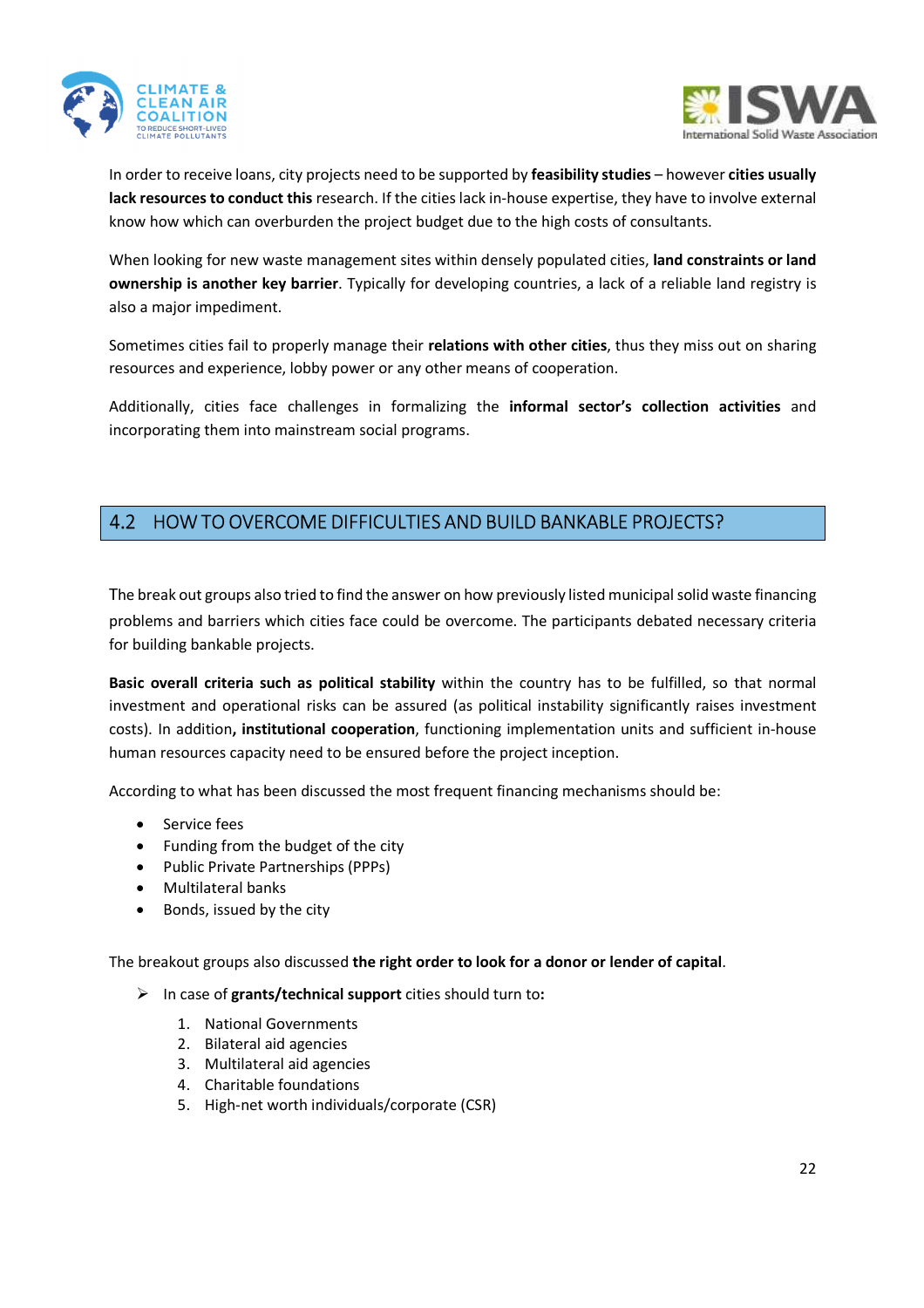In order to receive loans, city projects need to be supported by **feasibility studies** – however **cities usually lack resources to conduct this** research. If the cities lack in-house expertise, they have to involve external know how which can overburden the project budget due to the high costs of consultants.

When looking for new waste management sites within densely populated cities, **land constraints or land ownership is another key barrier**. Typically for developing countries, a lack of a reliable land registry is also a major impediment.

Sometimes cities fail to properly manage their **relations with other cities**, thus they miss out on sharing resources and experience, lobby power or any other means of cooperation.

Additionally, cities face challenges in formalizing the **informal sector's collection activities** and incorporating them into mainstream social programs.

## 4.2 HOW TO OVERCOME DIFFICULTIES AND BUILD BANKABLE PROJECTS?

The break out groups also tried to find the answer on how previously listed municipal solid waste financing problems and barriers which cities face could be overcome. The participants debated necessary criteria for building bankable projects.

**Basic overall criteria such as political stability** within the country has to be fulfilled, so that normal investment and operational risks can be assured (as political instability significantly raises investment costs). In addition**, institutional cooperation**, functioning implementation units and sufficient in-house human resources capacity need to be ensured before the project inception.

According to what has been discussed the most frequent financing mechanisms should be:

- Service fees
- Funding from the budget of the city
- Public Private Partnerships (PPPs)
- Multilateral banks
- Bonds, issued by the city

The breakout groups also discussed **the right order to look for a donor or lender of capital**.

- In case of **grants/technical support** cities should turn to**:**
  1. National Governments
  2. Bilateral aid agencies
  3. Multilateral aid agencies
  4. Charitable foundations
  5. High-net worth individuals/corporate (CSR)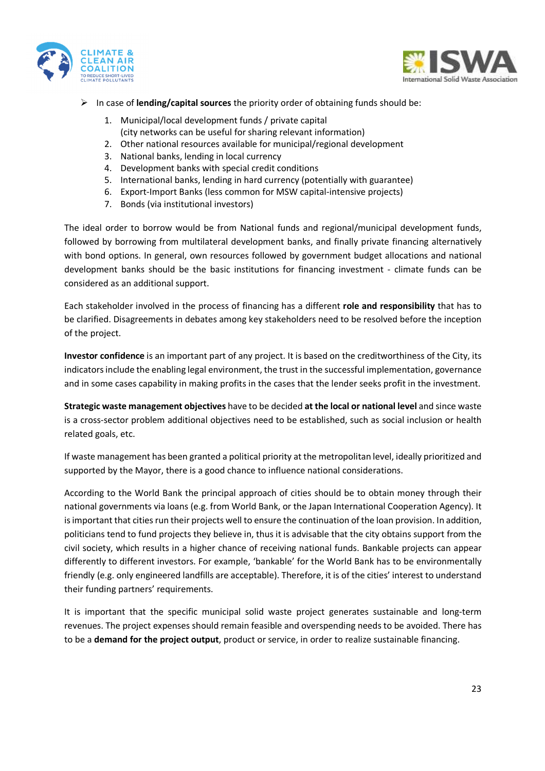- In case of **lending/capital sources** the priority order of obtaining funds should be:
    1. Municipal/local development funds / private capital
       (city networks can be useful for sharing relevant information)
    2. Other national resources available for municipal/regional development
    3. National banks, lending in local currency
    4. Development banks with special credit conditions
    5. International banks, lending in hard currency (potentially with guarantee)
    6. Export-Import Banks (less common for MSW capital-intensive projects)
    7. Bonds (via institutional investors)

The ideal order to borrow would be from National funds and regional/municipal development funds, followed by borrowing from multilateral development banks, and finally private financing alternatively with bond options. In general, own resources followed by government budget allocations and national development banks should be the basic institutions for financing investment - climate funds can be considered as an additional support.

Each stakeholder involved in the process of financing has a different **role and responsibility** that has to be clarified. Disagreements in debates among key stakeholders need to be resolved before the inception of the project.

**Investor confidence** is an important part of any project. It is based on the creditworthiness of the City, its indicators include the enabling legal environment, the trust in the successful implementation, governance and in some cases capability in making profits in the cases that the lender seeks profit in the investment.

**Strategic waste management objectives** have to be decided **at the local or national level** and since waste is a cross-sector problem additional objectives need to be established, such as social inclusion or health related goals, etc.

If waste management has been granted a political priority at the metropolitan level, ideally prioritized and supported by the Mayor, there is a good chance to influence national considerations.

According to the World Bank the principal approach of cities should be to obtain money through their national governments via loans (e.g. from World Bank, or the Japan International Cooperation Agency). It is important that cities run their projects well to ensure the continuation of the loan provision. In addition, politicians tend to fund projects they believe in, thus it is advisable that the city obtains support from the civil society, which results in a higher chance of receiving national funds. Bankable projects can appear differently to different investors. For example, 'bankable' for the World Bank has to be environmentally friendly (e.g. only engineered landfills are acceptable). Therefore, it is of the cities' interest to understand their funding partners' requirements.

It is important that the specific municipal solid waste project generates sustainable and long-term revenues. The project expenses should remain feasible and overspending needs to be avoided. There has to be a **demand for the project output**, product or service, in order to realize sustainable financing.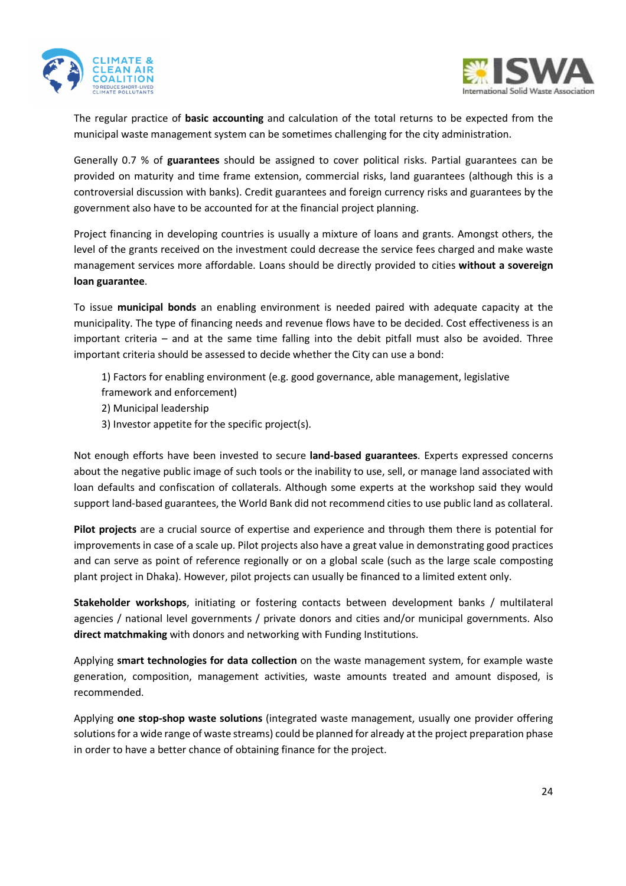The regular practice of **basic accounting** and calculation of the total returns to be expected from the municipal waste management system can be sometimes challenging for the city administration.

Generally 0.7 % of **guarantees** should be assigned to cover political risks. Partial guarantees can be provided on maturity and time frame extension, commercial risks, land guarantees (although this is a controversial discussion with banks). Credit guarantees and foreign currency risks and guarantees by the government also have to be accounted for at the financial project planning.

Project financing in developing countries is usually a mixture of loans and grants. Amongst others, the level of the grants received on the investment could decrease the service fees charged and make waste management services more affordable. Loans should be directly provided to cities **without a sovereign loan guarantee**.

To issue **municipal bonds** an enabling environment is needed paired with adequate capacity at the municipality. The type of financing needs and revenue flows have to be decided. Cost effectiveness is an important criteria – and at the same time falling into the debit pitfall must also be avoided. Three important criteria should be assessed to decide whether the City can use a bond:

1) Factors for enabling environment (e.g. good governance, able management, legislative framework and enforcement)
2) Municipal leadership
3) Investor appetite for the specific project(s).

Not enough efforts have been invested to secure **land-based guarantees**. Experts expressed concerns about the negative public image of such tools or the inability to use, sell, or manage land associated with loan defaults and confiscation of collaterals. Although some experts at the workshop said they would support land-based guarantees, the World Bank did not recommend cities to use public land as collateral.

**Pilot projects** are a crucial source of expertise and experience and through them there is potential for improvements in case of a scale up. Pilot projects also have a great value in demonstrating good practices and can serve as point of reference regionally or on a global scale (such as the large scale composting plant project in Dhaka). However, pilot projects can usually be financed to a limited extent only.

**Stakeholder workshops**, initiating or fostering contacts between development banks / multilateral agencies / national level governments / private donors and cities and/or municipal governments. Also **direct matchmaking** with donors and networking with Funding Institutions.

Applying **smart technologies for data collection** on the waste management system, for example waste generation, composition, management activities, waste amounts treated and amount disposed, is recommended.

Applying **one stop-shop waste solutions** (integrated waste management, usually one provider offering solutions for a wide range of waste streams) could be planned for already at the project preparation phase in order to have a better chance of obtaining finance for the project.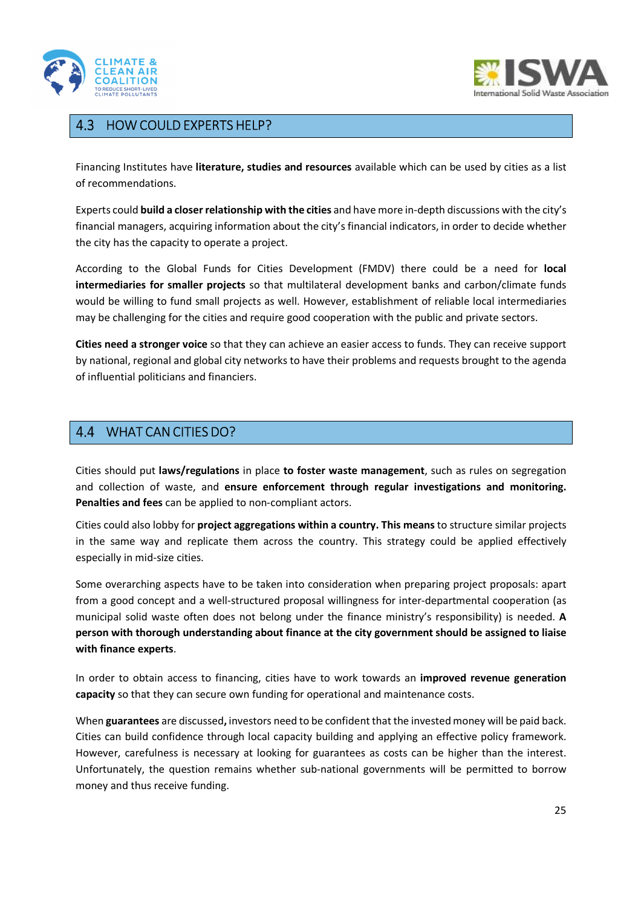## 4.3 HOW COULD EXPERTS HELP?

Financing Institutes have **literature, studies and resources** available which can be used by cities as a list of recommendations.

Experts could **build a closer relationship with the cities** and have more in-depth discussions with the city's financial managers, acquiring information about the city's financial indicators, in order to decide whether the city has the capacity to operate a project.

According to the Global Funds for Cities Development (FMDV) there could be a need for **local intermediaries for smaller projects** so that multilateral development banks and carbon/climate funds would be willing to fund small projects as well. However, establishment of reliable local intermediaries may be challenging for the cities and require good cooperation with the public and private sectors.

**Cities need a stronger voice** so that they can achieve an easier access to funds. They can receive support by national, regional and global city networks to have their problems and requests brought to the agenda of influential politicians and financiers.

## 4.4 WHAT CAN CITIES DO?

Cities should put **laws/regulations** in place **to foster waste management**, such as rules on segregation and collection of waste, and **ensure enforcement through regular investigations and monitoring. Penalties and fees** can be applied to non-compliant actors.

Cities could also lobby for **project aggregations within a country. This means** to structure similar projects in the same way and replicate them across the country. This strategy could be applied effectively especially in mid-size cities.

Some overarching aspects have to be taken into consideration when preparing project proposals: apart from a good concept and a well-structured proposal willingness for inter-departmental cooperation (as municipal solid waste often does not belong under the finance ministry's responsibility) is needed. **A person with thorough understanding about finance at the city government should be assigned to liaise with finance experts**.

In order to obtain access to financing, cities have to work towards an **improved revenue generation capacity** so that they can secure own funding for operational and maintenance costs.

When **guarantees** are discussed**,** investors need to be confident that the invested money will be paid back. Cities can build confidence through local capacity building and applying an effective policy framework. However, carefulness is necessary at looking for guarantees as costs can be higher than the interest. Unfortunately, the question remains whether sub-national governments will be permitted to borrow money and thus receive funding.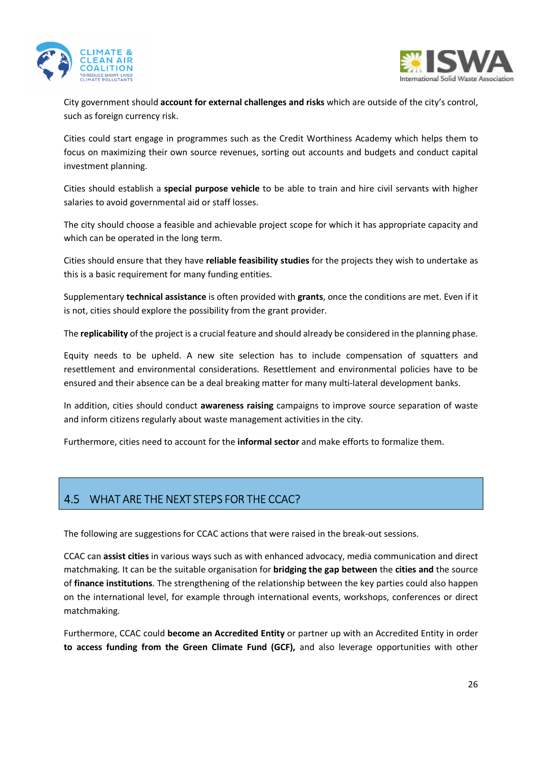City government should **account for external challenges and risks** which are outside of the city's control, such as foreign currency risk.

Cities could start engage in programmes such as the Credit Worthiness Academy which helps them to focus on maximizing their own source revenues, sorting out accounts and budgets and conduct capital investment planning.

Cities should establish a **special purpose vehicle** to be able to train and hire civil servants with higher salaries to avoid governmental aid or staff losses.

The city should choose a feasible and achievable project scope for which it has appropriate capacity and which can be operated in the long term.

Cities should ensure that they have **reliable feasibility studies** for the projects they wish to undertake as this is a basic requirement for many funding entities.

Supplementary **technical assistance** is often provided with **grants**, once the conditions are met. Even if it is not, cities should explore the possibility from the grant provider.

The **replicability** of the project is a crucial feature and should already be considered in the planning phase.

Equity needs to be upheld. A new site selection has to include compensation of squatters and resettlement and environmental considerations. Resettlement and environmental policies have to be ensured and their absence can be a deal breaking matter for many multi-lateral development banks.

In addition, cities should conduct **awareness raising** campaigns to improve source separation of waste and inform citizens regularly about waste management activities in the city.

Furthermore, cities need to account for the **informal sector** and make efforts to formalize them.

## 4.5 WHAT ARE THE NEXT STEPS FOR THE CCAC?

The following are suggestions for CCAC actions that were raised in the break-out sessions.

CCAC can **assist cities** in various ways such as with enhanced advocacy, media communication and direct matchmaking. It can be the suitable organisation for **bridging the gap between** the **cities and** the source of **finance institutions**. The strengthening of the relationship between the key parties could also happen on the international level, for example through international events, workshops, conferences or direct matchmaking.

Furthermore, CCAC could **become an Accredited Entity** or partner up with an Accredited Entity in order **to access funding from the Green Climate Fund (GCF),** and also leverage opportunities with other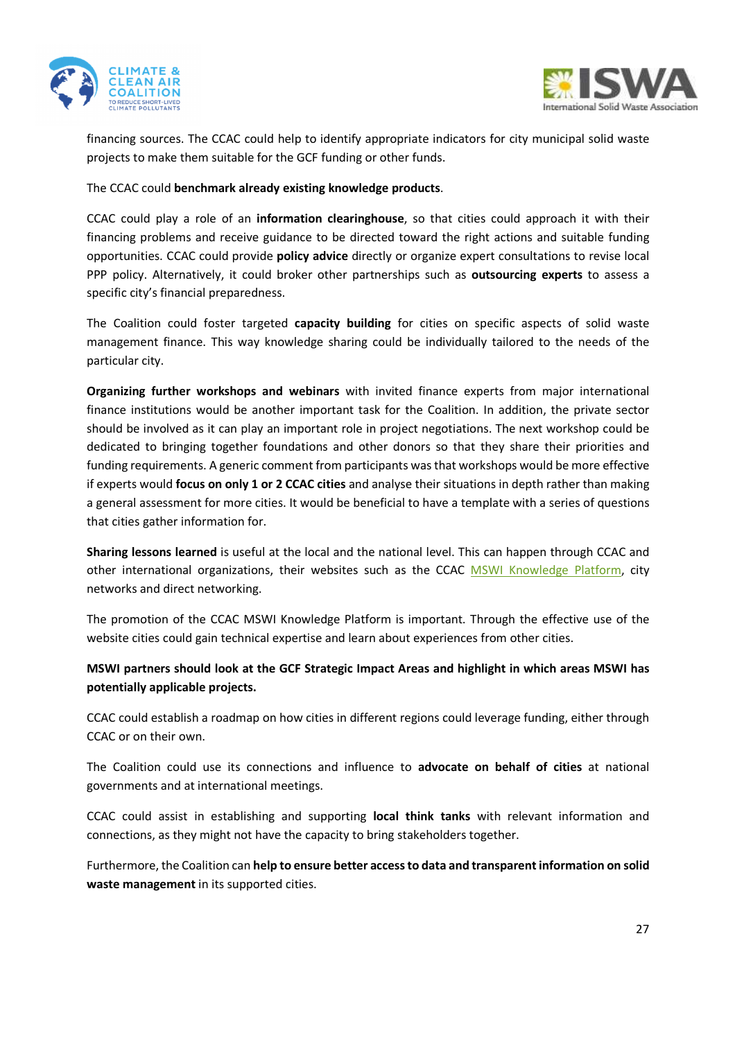financing sources. The CCAC could help to identify appropriate indicators for city municipal solid waste projects to make them suitable for the GCF funding or other funds.

The CCAC could **benchmark already existing knowledge products**.

CCAC could play a role of an **information clearinghouse**, so that cities could approach it with their financing problems and receive guidance to be directed toward the right actions and suitable funding opportunities. CCAC could provide **policy advice** directly or organize expert consultations to revise local PPP policy. Alternatively, it could broker other partnerships such as **outsourcing experts** to assess a specific city's financial preparedness.

The Coalition could foster targeted **capacity building** for cities on specific aspects of solid waste management finance. This way knowledge sharing could be individually tailored to the needs of the particular city.

**Organizing further workshops and webinars** with invited finance experts from major international finance institutions would be another important task for the Coalition. In addition, the private sector should be involved as it can play an important role in project negotiations. The next workshop could be dedicated to bringing together foundations and other donors so that they share their priorities and funding requirements. A generic comment from participants was that workshops would be more effective if experts would **focus on only 1 or 2 CCAC cities** and analyse their situations in depth rather than making a general assessment for more cities. It would be beneficial to have a template with a series of questions that cities gather information for.

**Sharing lessons learned** is useful at the local and the national level. This can happen through CCAC and other international organizations, their websites such as the CCAC MSWI Knowledge Platform, city networks and direct networking.

The promotion of the CCAC MSWI Knowledge Platform is important. Through the effective use of the website cities could gain technical expertise and learn about experiences from other cities.

**MSWI partners should look at the GCF Strategic Impact Areas and highlight in which areas MSWI has potentially applicable projects.**

CCAC could establish a roadmap on how cities in different regions could leverage funding, either through CCAC or on their own.

The Coalition could use its connections and influence to **advocate on behalf of cities** at national governments and at international meetings.

CCAC could assist in establishing and supporting **local think tanks** with relevant information and connections, as they might not have the capacity to bring stakeholders together.

Furthermore, the Coalition can **help to ensure better access to data and transparent information on solid waste management** in its supported cities.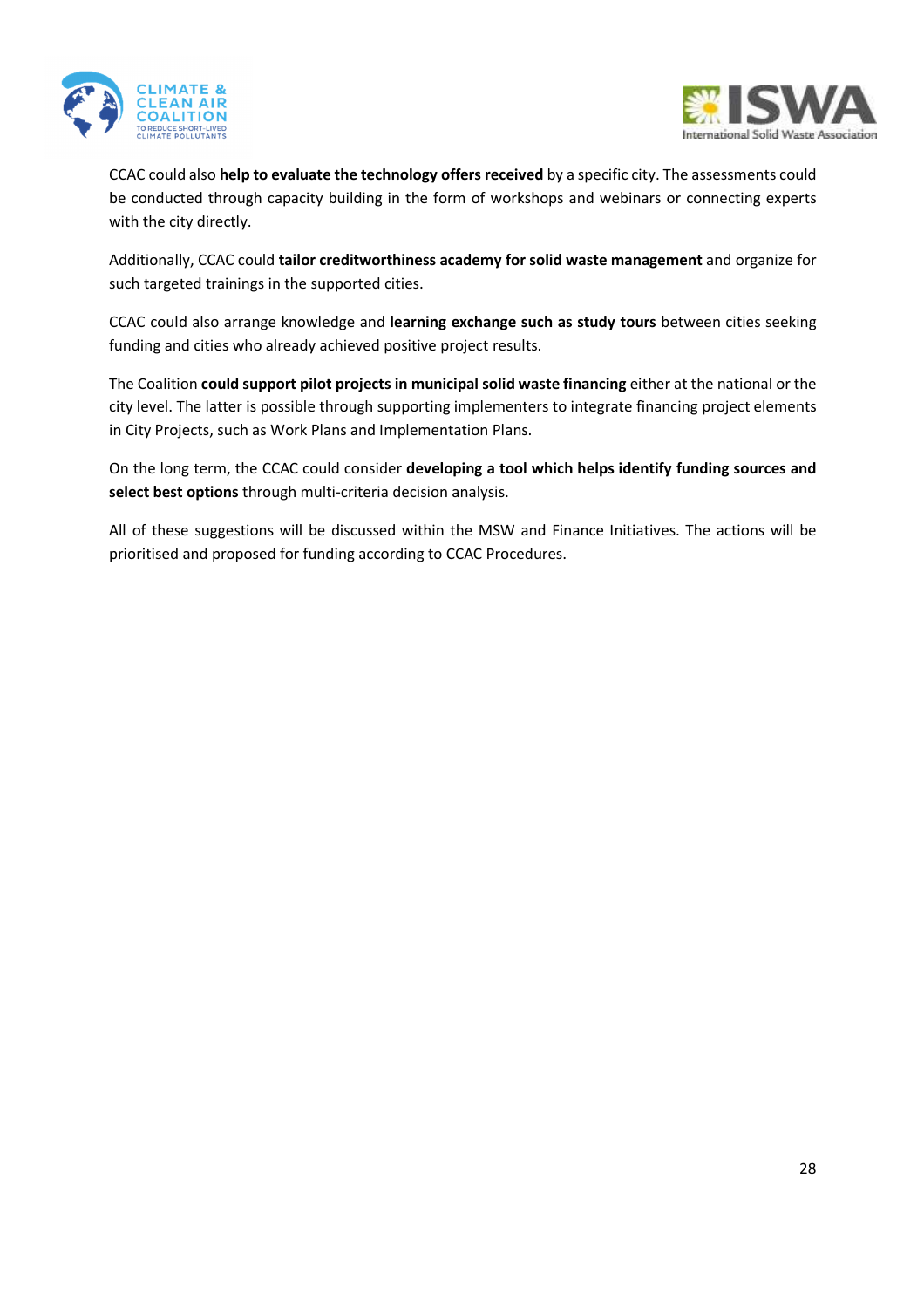CCAC could also **help to evaluate the technology offers received** by a specific city. The assessments could be conducted through capacity building in the form of workshops and webinars or connecting experts with the city directly.

Additionally, CCAC could **tailor creditworthiness academy for solid waste management** and organize for such targeted trainings in the supported cities.

CCAC could also arrange knowledge and **learning exchange such as study tours** between cities seeking funding and cities who already achieved positive project results.

The Coalition **could support pilot projects in municipal solid waste financing** either at the national or the city level. The latter is possible through supporting implementers to integrate financing project elements in City Projects, such as Work Plans and Implementation Plans.

On the long term, the CCAC could consider **developing a tool which helps identify funding sources and select best options** through multi-criteria decision analysis.

All of these suggestions will be discussed within the MSW and Finance Initiatives. The actions will be prioritised and proposed for funding according to CCAC Procedures.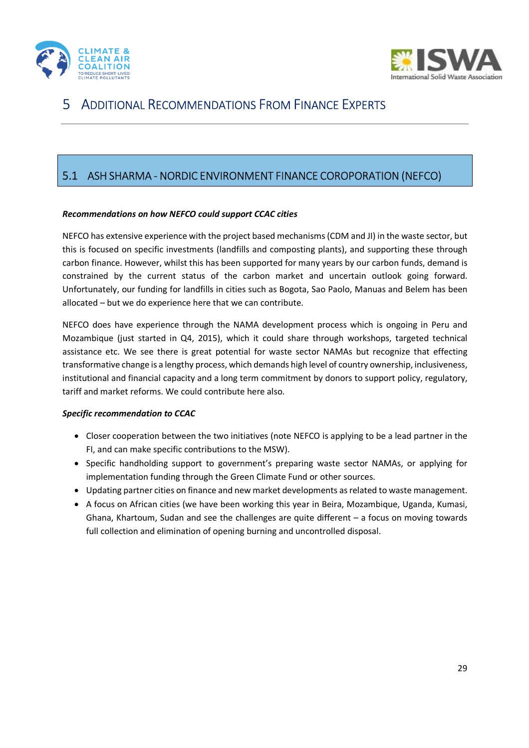# 5 Additional Recommendations From Finance Experts

## 5.1 ASH SHARMA - NORDIC ENVIRONMENT FINANCE COROPORATION (NEFCO)

***Recommendations on how NEFCO could support CCAC cities***

NEFCO has extensive experience with the project based mechanisms (CDM and JI) in the waste sector, but this is focused on specific investments (landfills and composting plants), and supporting these through carbon finance. However, whilst this has been supported for many years by our carbon funds, demand is constrained by the current status of the carbon market and uncertain outlook going forward. Unfortunately, our funding for landfills in cities such as Bogota, Sao Paolo, Manuas and Belem has been allocated – but we do experience here that we can contribute.

NEFCO does have experience through the NAMA development process which is ongoing in Peru and Mozambique (just started in Q4, 2015), which it could share through workshops, targeted technical assistance etc. We see there is great potential for waste sector NAMAs but recognize that effecting transformative change is a lengthy process, which demands high level of country ownership, inclusiveness, institutional and financial capacity and a long term commitment by donors to support policy, regulatory, tariff and market reforms. We could contribute here also.

***Specific recommendation to CCAC***

- Closer cooperation between the two initiatives (note NEFCO is applying to be a lead partner in the FI, and can make specific contributions to the MSW).
- Specific handholding support to government's preparing waste sector NAMAs, or applying for implementation funding through the Green Climate Fund or other sources.
- Updating partner cities on finance and new market developments as related to waste management.
- A focus on African cities (we have been working this year in Beira, Mozambique, Uganda, Kumasi, Ghana, Khartoum, Sudan and see the challenges are quite different – a focus on moving towards full collection and elimination of opening burning and uncontrolled disposal.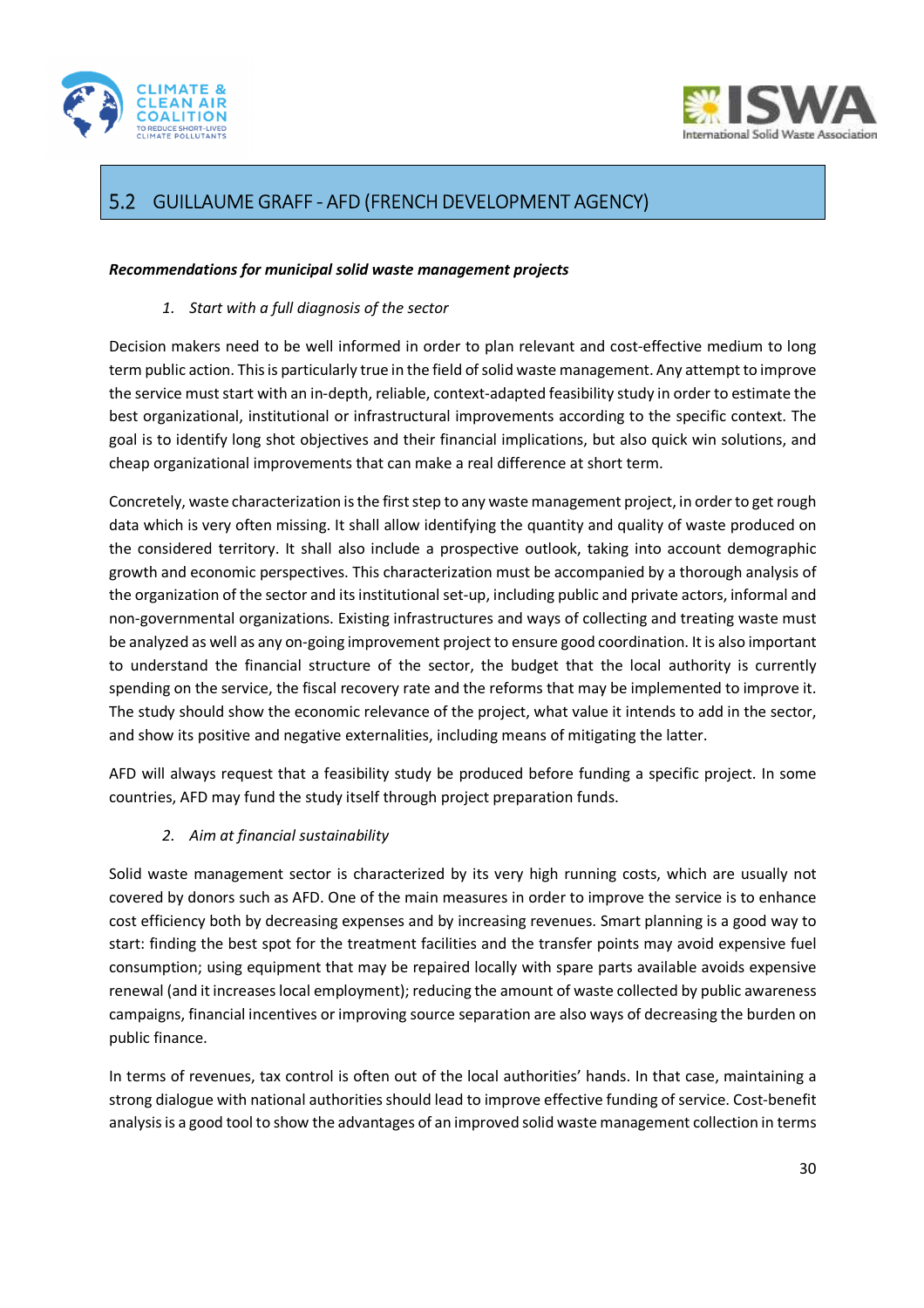## 5.2 GUILLAUME GRAFF - AFD (FRENCH DEVELOPMENT AGENCY)

***Recommendations for municipal solid waste management projects***

1. *Start with a full diagnosis of the sector*

Decision makers need to be well informed in order to plan relevant and cost-effective medium to long term public action. This is particularly true in the field of solid waste management. Any attempt to improve the service must start with an in-depth, reliable, context-adapted feasibility study in order to estimate the best organizational, institutional or infrastructural improvements according to the specific context. The goal is to identify long shot objectives and their financial implications, but also quick win solutions, and cheap organizational improvements that can make a real difference at short term.

Concretely, waste characterization is the first step to any waste management project, in order to get rough data which is very often missing. It shall allow identifying the quantity and quality of waste produced on the considered territory. It shall also include a prospective outlook, taking into account demographic growth and economic perspectives. This characterization must be accompanied by a thorough analysis of the organization of the sector and its institutional set-up, including public and private actors, informal and non-governmental organizations. Existing infrastructures and ways of collecting and treating waste must be analyzed as well as any on-going improvement project to ensure good coordination. It is also important to understand the financial structure of the sector, the budget that the local authority is currently spending on the service, the fiscal recovery rate and the reforms that may be implemented to improve it. The study should show the economic relevance of the project, what value it intends to add in the sector, and show its positive and negative externalities, including means of mitigating the latter.

AFD will always request that a feasibility study be produced before funding a specific project. In some countries, AFD may fund the study itself through project preparation funds.

2. *Aim at financial sustainability*

Solid waste management sector is characterized by its very high running costs, which are usually not covered by donors such as AFD. One of the main measures in order to improve the service is to enhance cost efficiency both by decreasing expenses and by increasing revenues. Smart planning is a good way to start: finding the best spot for the treatment facilities and the transfer points may avoid expensive fuel consumption; using equipment that may be repaired locally with spare parts available avoids expensive renewal (and it increases local employment); reducing the amount of waste collected by public awareness campaigns, financial incentives or improving source separation are also ways of decreasing the burden on public finance.

In terms of revenues, tax control is often out of the local authorities' hands. In that case, maintaining a strong dialogue with national authorities should lead to improve effective funding of service. Cost-benefit analysis is a good tool to show the advantages of an improved solid waste management collection in terms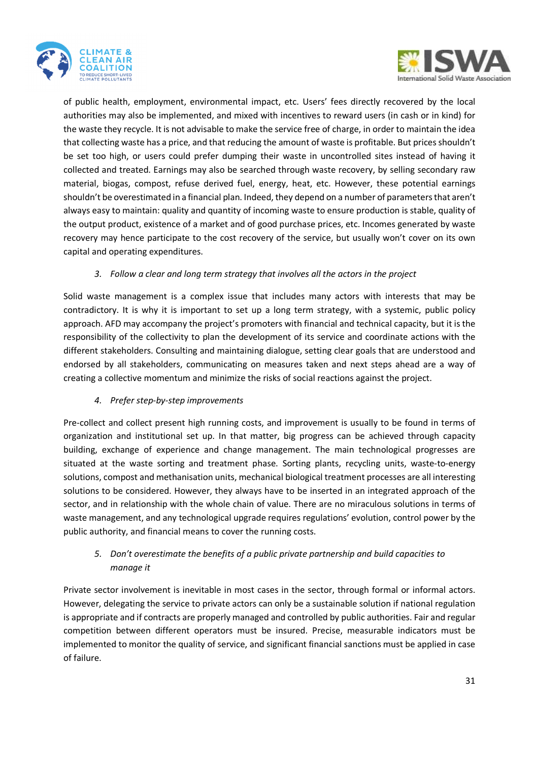of public health, employment, environmental impact, etc. Users' fees directly recovered by the local authorities may also be implemented, and mixed with incentives to reward users (in cash or in kind) for the waste they recycle. It is not advisable to make the service free of charge, in order to maintain the idea that collecting waste has a price, and that reducing the amount of waste is profitable. But prices shouldn't be set too high, or users could prefer dumping their waste in uncontrolled sites instead of having it collected and treated. Earnings may also be searched through waste recovery, by selling secondary raw material, biogas, compost, refuse derived fuel, energy, heat, etc. However, these potential earnings shouldn't be overestimated in a financial plan. Indeed, they depend on a number of parameters that aren't always easy to maintain: quality and quantity of incoming waste to ensure production is stable, quality of the output product, existence of a market and of good purchase prices, etc. Incomes generated by waste recovery may hence participate to the cost recovery of the service, but usually won't cover on its own capital and operating expenditures.

3. *Follow a clear and long term strategy that involves all the actors in the project*

Solid waste management is a complex issue that includes many actors with interests that may be contradictory. It is why it is important to set up a long term strategy, with a systemic, public policy approach. AFD may accompany the project's promoters with financial and technical capacity, but it is the responsibility of the collectivity to plan the development of its service and coordinate actions with the different stakeholders. Consulting and maintaining dialogue, setting clear goals that are understood and endorsed by all stakeholders, communicating on measures taken and next steps ahead are a way of creating a collective momentum and minimize the risks of social reactions against the project.

4. *Prefer step-by-step improvements*

Pre-collect and collect present high running costs, and improvement is usually to be found in terms of organization and institutional set up. In that matter, big progress can be achieved through capacity building, exchange of experience and change management. The main technological progresses are situated at the waste sorting and treatment phase. Sorting plants, recycling units, waste-to-energy solutions, compost and methanisation units, mechanical biological treatment processes are all interesting solutions to be considered. However, they always have to be inserted in an integrated approach of the sector, and in relationship with the whole chain of value. There are no miraculous solutions in terms of waste management, and any technological upgrade requires regulations' evolution, control power by the public authority, and financial means to cover the running costs.

5. *Don't overestimate the benefits of a public private partnership and build capacities to manage it*

Private sector involvement is inevitable in most cases in the sector, through formal or informal actors. However, delegating the service to private actors can only be a sustainable solution if national regulation is appropriate and if contracts are properly managed and controlled by public authorities. Fair and regular competition between different operators must be insured. Precise, measurable indicators must be implemented to monitor the quality of service, and significant financial sanctions must be applied in case of failure.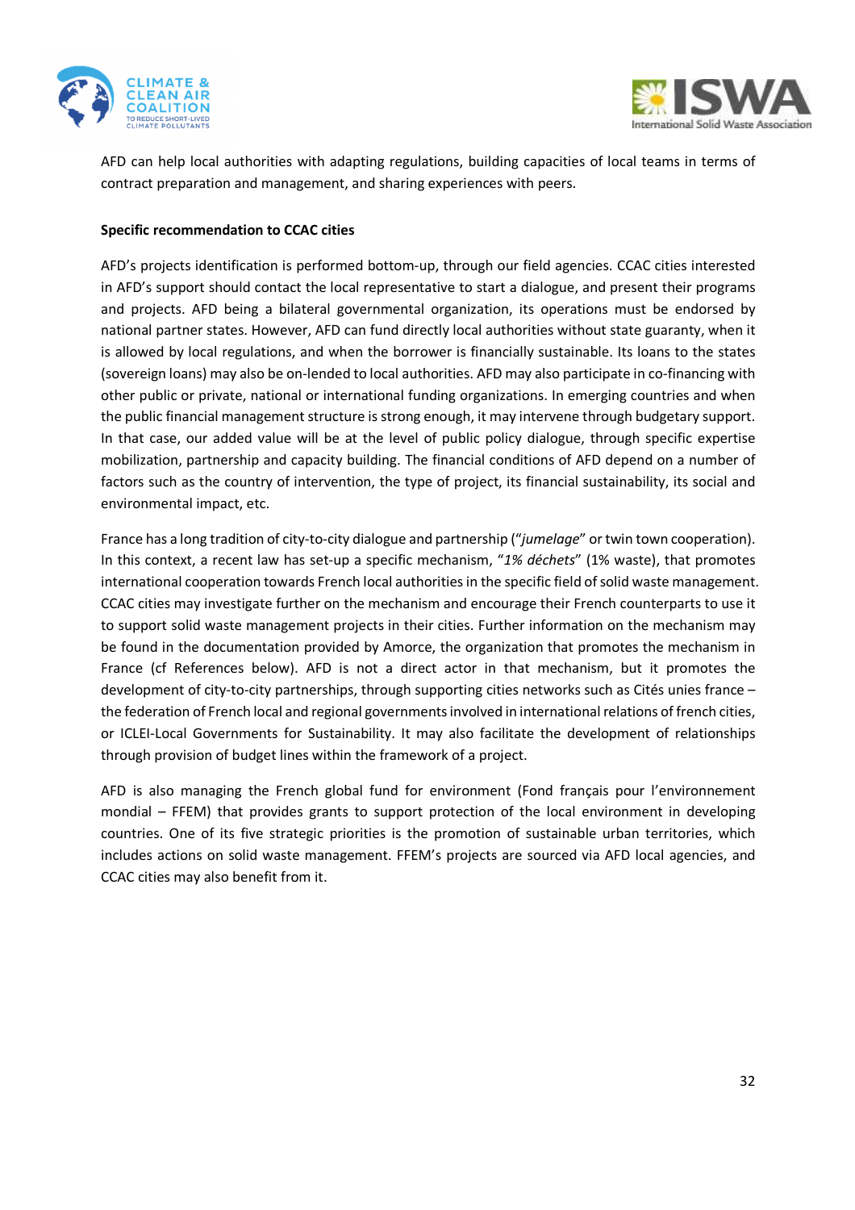AFD can help local authorities with adapting regulations, building capacities of local teams in terms of contract preparation and management, and sharing experiences with peers.

**Specific recommendation to CCAC cities**

AFD's projects identification is performed bottom-up, through our field agencies. CCAC cities interested in AFD's support should contact the local representative to start a dialogue, and present their programs and projects. AFD being a bilateral governmental organization, its operations must be endorsed by national partner states. However, AFD can fund directly local authorities without state guaranty, when it is allowed by local regulations, and when the borrower is financially sustainable. Its loans to the states (sovereign loans) may also be on-lended to local authorities. AFD may also participate in co-financing with other public or private, national or international funding organizations. In emerging countries and when the public financial management structure is strong enough, it may intervene through budgetary support. In that case, our added value will be at the level of public policy dialogue, through specific expertise mobilization, partnership and capacity building. The financial conditions of AFD depend on a number of factors such as the country of intervention, the type of project, its financial sustainability, its social and environmental impact, etc.

France has a long tradition of city-to-city dialogue and partnership ("*jumelage*" or twin town cooperation). In this context, a recent law has set-up a specific mechanism, "*1% déchets*" (1% waste), that promotes international cooperation towards French local authorities in the specific field of solid waste management. CCAC cities may investigate further on the mechanism and encourage their French counterparts to use it to support solid waste management projects in their cities. Further information on the mechanism may be found in the documentation provided by Amorce, the organization that promotes the mechanism in France (cf References below). AFD is not a direct actor in that mechanism, but it promotes the development of city-to-city partnerships, through supporting cities networks such as Cités unies france – the federation of French local and regional governments involved in international relations of french cities, or ICLEI-Local Governments for Sustainability. It may also facilitate the development of relationships through provision of budget lines within the framework of a project.

AFD is also managing the French global fund for environment (Fond français pour l'environnement mondial – FFEM) that provides grants to support protection of the local environment in developing countries. One of its five strategic priorities is the promotion of sustainable urban territories, which includes actions on solid waste management. FFEM's projects are sourced via AFD local agencies, and CCAC cities may also benefit from it.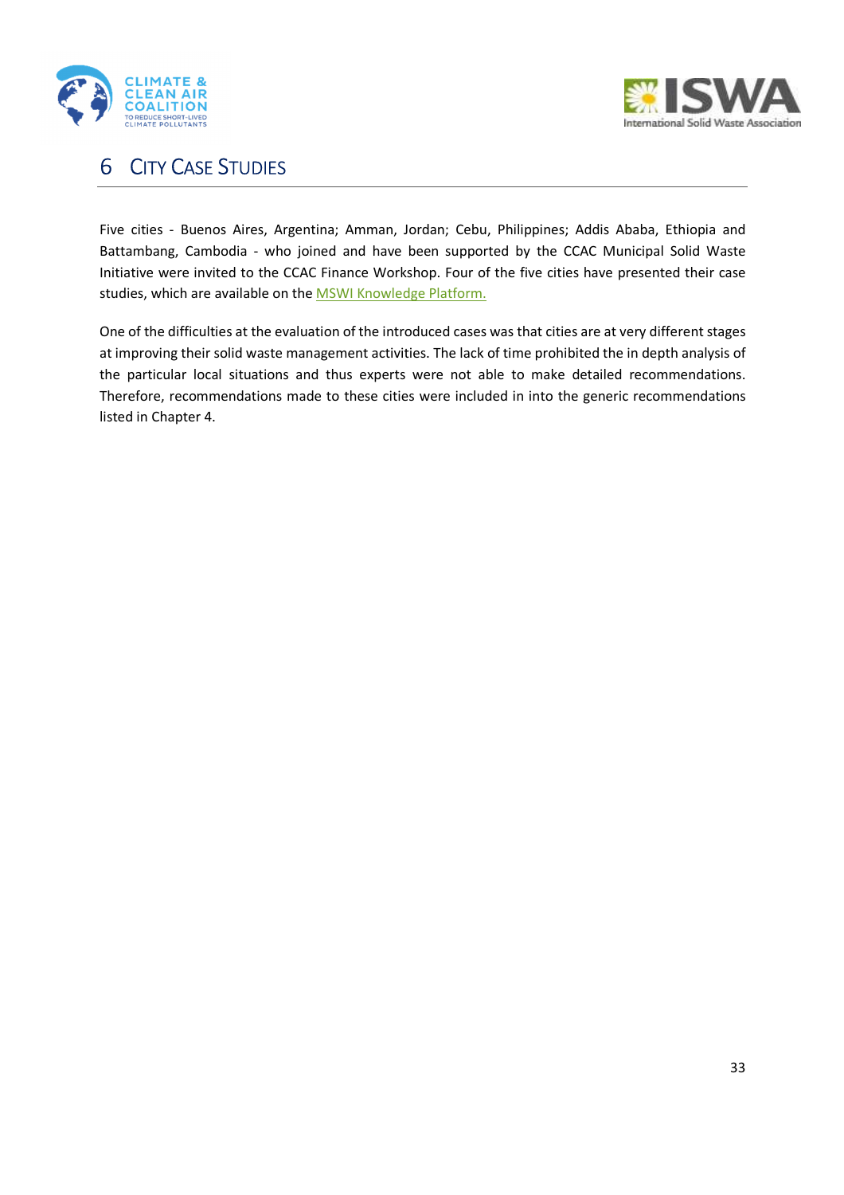# 6 City Case Studies

Five cities - Buenos Aires, Argentina; Amman, Jordan; Cebu, Philippines; Addis Ababa, Ethiopia and Battambang, Cambodia - who joined and have been supported by the CCAC Municipal Solid Waste Initiative were invited to the CCAC Finance Workshop. Four of the five cities have presented their case studies, which are available on the MSWI Knowledge Platform.

One of the difficulties at the evaluation of the introduced cases was that cities are at very different stages at improving their solid waste management activities. The lack of time prohibited the in depth analysis of the particular local situations and thus experts were not able to make detailed recommendations. Therefore, recommendations made to these cities were included in into the generic recommendations listed in Chapter 4.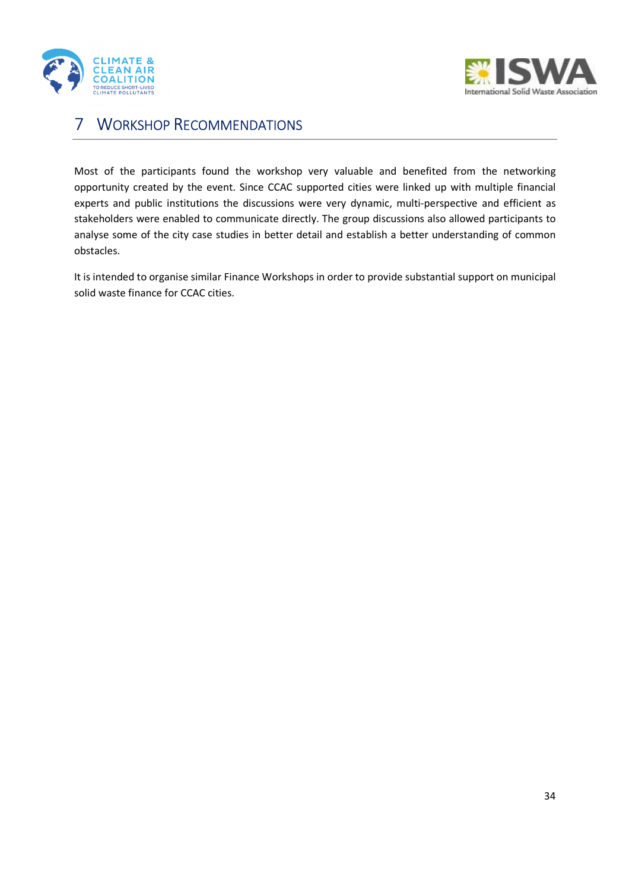# 7 Workshop Recommendations

Most of the participants found the workshop very valuable and benefited from the networking opportunity created by the event. Since CCAC supported cities were linked up with multiple financial experts and public institutions the discussions were very dynamic, multi-perspective and efficient as stakeholders were enabled to communicate directly. The group discussions also allowed participants to analyse some of the city case studies in better detail and establish a better understanding of common obstacles.

It is intended to organise similar Finance Workshops in order to provide substantial support on municipal solid waste finance for CCAC cities.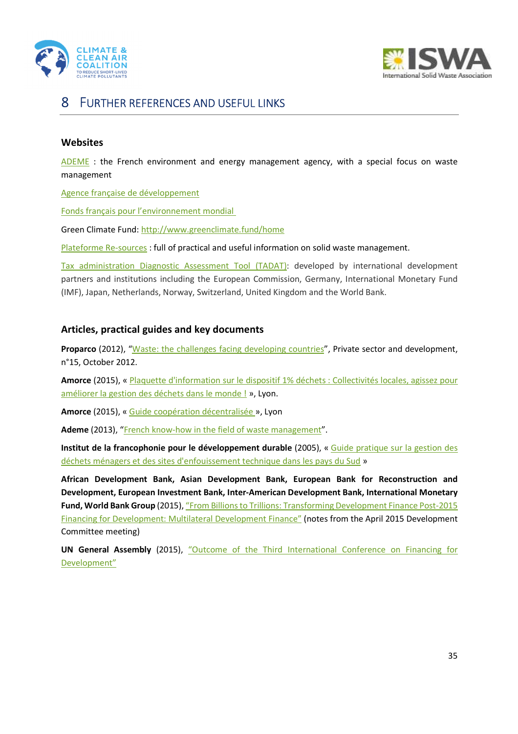# 8 Further references and useful links

## Websites

ADEME : the French environment and energy management agency, with a special focus on waste management

Agence française de développement

Fonds français pour l'environnement mondial

Green Climate Fund: http://www.greenclimate.fund/home

Plateforme Re-sources : full of practical and useful information on solid waste management.

Tax administration Diagnostic Assessment Tool (TADAT): developed by international development partners and institutions including the European Commission, Germany, International Monetary Fund (IMF), Japan, Netherlands, Norway, Switzerland, United Kingdom and the World Bank.

## Articles, practical guides and key documents

**Proparco** (2012), "Waste: the challenges facing developing countries", Private sector and development, n°15, October 2012.

**Amorce** (2015), « Plaquette d'information sur le dispositif 1% déchets : Collectivités locales, agissez pour améliorer la gestion des déchets dans le monde ! », Lyon.

**Amorce** (2015), « Guide coopération décentralisée », Lyon

**Ademe** (2013), "French know-how in the field of waste management".

**Institut de la francophonie pour le développement durable** (2005), « Guide pratique sur la gestion des déchets ménagers et des sites d'enfouissement technique dans les pays du Sud »

**African Development Bank, Asian Development Bank, European Bank for Reconstruction and Development, European Investment Bank, Inter-American Development Bank, International Monetary Fund, World Bank Group** (2015), "From Billions to Trillions: Transforming Development Finance Post-2015 Financing for Development: Multilateral Development Finance" (notes from the April 2015 Development Committee meeting)

**UN General Assembly** (2015), "Outcome of the Third International Conference on Financing for Development"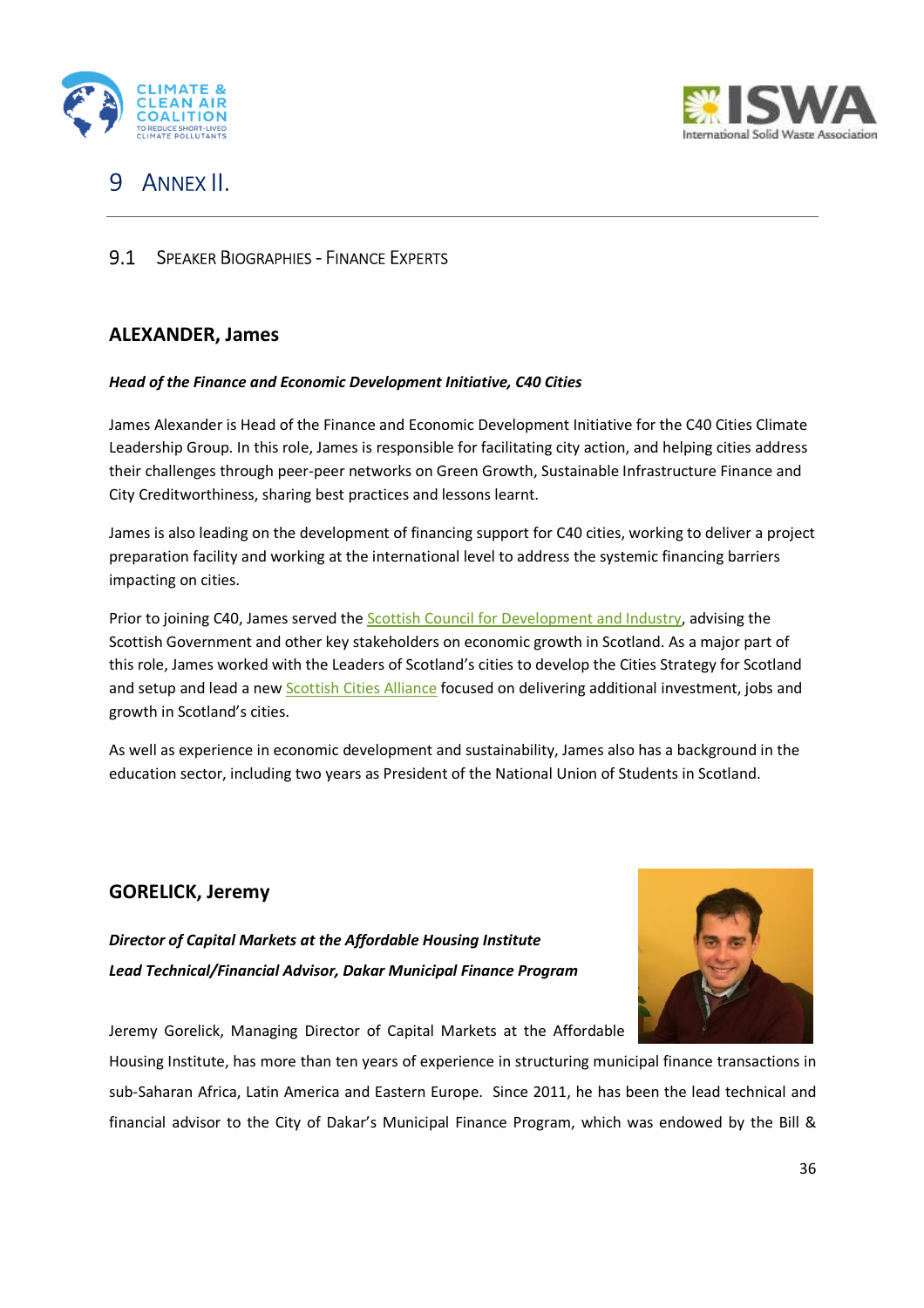# 9 ANNEX II.

## 9.1 SPEAKER BIOGRAPHIES - FINANCE EXPERTS

### ALEXANDER, James

***Head of the Finance and Economic Development Initiative, C40 Cities***

James Alexander is Head of the Finance and Economic Development Initiative for the C40 Cities Climate Leadership Group. In this role, James is responsible for facilitating city action, and helping cities address their challenges through peer-peer networks on Green Growth, Sustainable Infrastructure Finance and City Creditworthiness, sharing best practices and lessons learnt.

James is also leading on the development of financing support for C40 cities, working to deliver a project preparation facility and working at the international level to address the systemic financing barriers impacting on cities.

Prior to joining C40, James served the Scottish Council for Development and Industry, advising the Scottish Government and other key stakeholders on economic growth in Scotland. As a major part of this role, James worked with the Leaders of Scotland's cities to develop the Cities Strategy for Scotland and setup and lead a new Scottish Cities Alliance focused on delivering additional investment, jobs and growth in Scotland's cities.

As well as experience in economic development and sustainability, James also has a background in the education sector, including two years as President of the National Union of Students in Scotland.

### GORELICK, Jeremy

***Director of Capital Markets at the Affordable Housing Institute***

***Lead Technical/Financial Advisor, Dakar Municipal Finance Program***

Jeremy Gorelick, Managing Director of Capital Markets at the Affordable Housing Institute, has more than ten years of experience in structuring municipal finance transactions in sub-Saharan Africa, Latin America and Eastern Europe. Since 2011, he has been the lead technical and financial advisor to the City of Dakar's Municipal Finance Program, which was endowed by the Bill &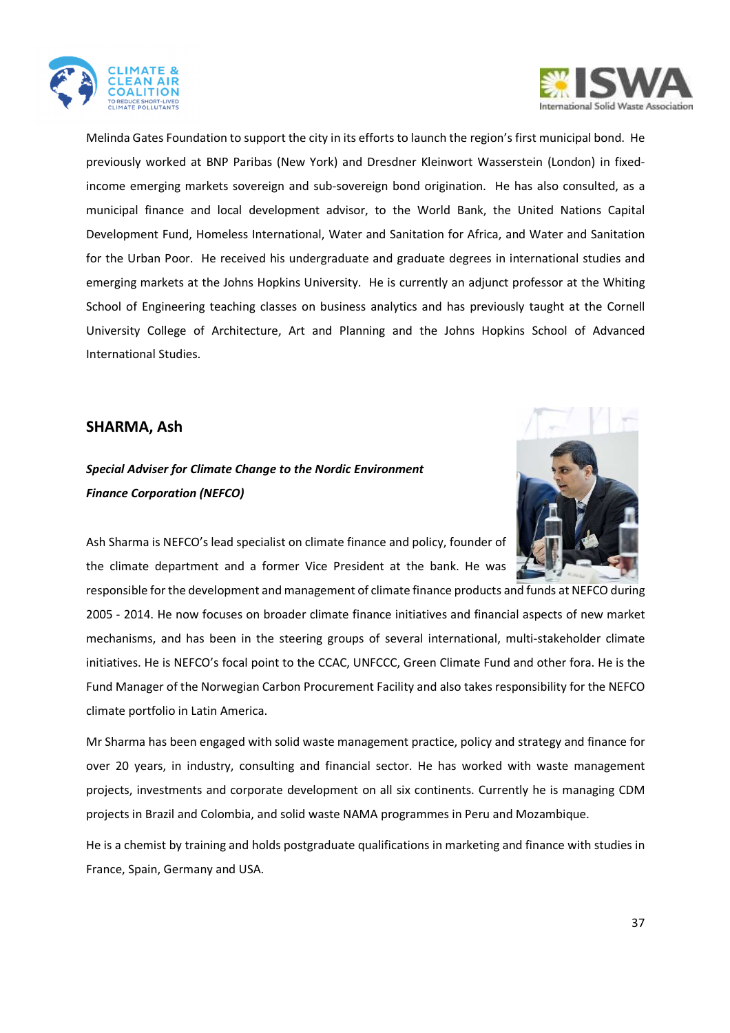Melinda Gates Foundation to support the city in its efforts to launch the region's first municipal bond. He previously worked at BNP Paribas (New York) and Dresdner Kleinwort Wasserstein (London) in fixed-income emerging markets sovereign and sub-sovereign bond origination. He has also consulted, as a municipal finance and local development advisor, to the World Bank, the United Nations Capital Development Fund, Homeless International, Water and Sanitation for Africa, and Water and Sanitation for the Urban Poor. He received his undergraduate and graduate degrees in international studies and emerging markets at the Johns Hopkins University. He is currently an adjunct professor at the Whiting School of Engineering teaching classes on business analytics and has previously taught at the Cornell University College of Architecture, Art and Planning and the Johns Hopkins School of Advanced International Studies.

## SHARMA, Ash

***Special Adviser for Climate Change to the Nordic Environment Finance Corporation (NEFCO)***

Ash Sharma is NEFCO's lead specialist on climate finance and policy, founder of the climate department and a former Vice President at the bank. He was responsible for the development and management of climate finance products and funds at NEFCO during 2005 - 2014. He now focuses on broader climate finance initiatives and financial aspects of new market mechanisms, and has been in the steering groups of several international, multi-stakeholder climate initiatives. He is NEFCO's focal point to the CCAC, UNFCCC, Green Climate Fund and other fora. He is the Fund Manager of the Norwegian Carbon Procurement Facility and also takes responsibility for the NEFCO climate portfolio in Latin America.

Mr Sharma has been engaged with solid waste management practice, policy and strategy and finance for over 20 years, in industry, consulting and financial sector. He has worked with waste management projects, investments and corporate development on all six continents. Currently he is managing CDM projects in Brazil and Colombia, and solid waste NAMA programmes in Peru and Mozambique.

He is a chemist by training and holds postgraduate qualifications in marketing and finance with studies in France, Spain, Germany and USA.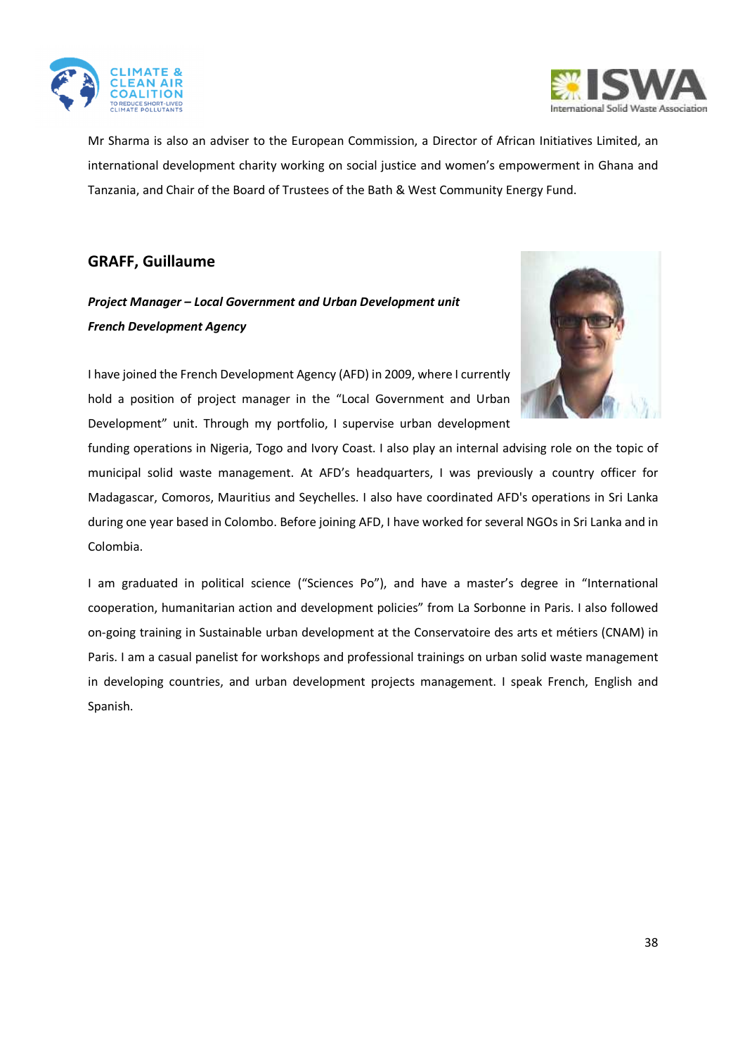Mr Sharma is also an adviser to the European Commission, a Director of African Initiatives Limited, an international development charity working on social justice and women's empowerment in Ghana and Tanzania, and Chair of the Board of Trustees of the Bath & West Community Energy Fund.

## GRAFF, Guillaume

***Project Manager – Local Government and Urban Development unit***

***French Development Agency***

I have joined the French Development Agency (AFD) in 2009, where I currently hold a position of project manager in the "Local Government and Urban Development" unit. Through my portfolio, I supervise urban development funding operations in Nigeria, Togo and Ivory Coast. I also play an internal advising role on the topic of municipal solid waste management. At AFD's headquarters, I was previously a country officer for Madagascar, Comoros, Mauritius and Seychelles. I also have coordinated AFD's operations in Sri Lanka during one year based in Colombo. Before joining AFD, I have worked for several NGOs in Sri Lanka and in Colombia.

I am graduated in political science ("Sciences Po"), and have a master's degree in "International cooperation, humanitarian action and development policies" from La Sorbonne in Paris. I also followed on-going training in Sustainable urban development at the Conservatoire des arts et métiers (CNAM) in Paris. I am a casual panelist for workshops and professional trainings on urban solid waste management in developing countries, and urban development projects management. I speak French, English and Spanish.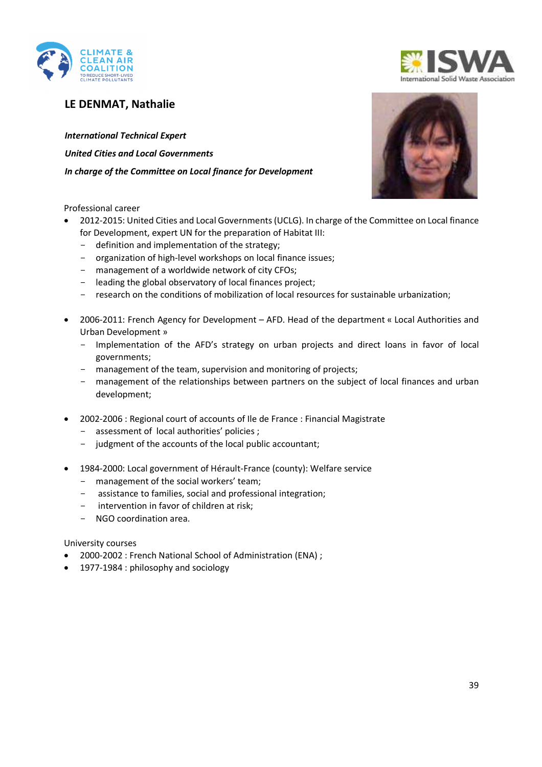## LE DENMAT, Nathalie

***International Technical Expert***

***United Cities and Local Governments***

***In charge of the Committee on Local finance for Development***

Professional career

- 2012-2015: United Cities and Local Governments (UCLG). In charge of the Committee on Local finance for Development, expert UN for the preparation of Habitat III:
  - definition and implementation of the strategy;
  - organization of high-level workshops on local finance issues;
  - management of a worldwide network of city CFOs;
  - leading the global observatory of local finances project;
  - research on the conditions of mobilization of local resources for sustainable urbanization;

- 2006-2011: French Agency for Development – AFD. Head of the department « Local Authorities and Urban Development »
  - Implementation of the AFD's strategy on urban projects and direct loans in favor of local governments;
  - management of the team, supervision and monitoring of projects;
  - management of the relationships between partners on the subject of local finances and urban development;

- 2002-2006 : Regional court of accounts of Ile de France : Financial Magistrate
  - assessment of local authorities' policies ;
  - judgment of the accounts of the local public accountant;

- 1984-2000: Local government of Hérault-France (county): Welfare service
  - management of the social workers' team;
  - assistance to families, social and professional integration;
  - intervention in favor of children at risk;
  - NGO coordination area.

University courses

- 2000-2002 : French National School of Administration (ENA) ;
- 1977-1984 : philosophy and sociology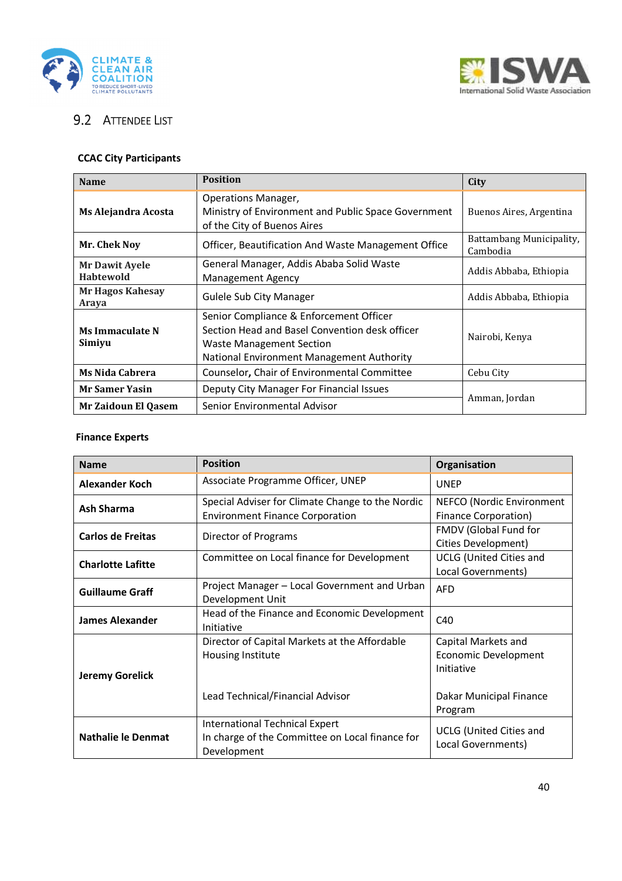## 9.2 Attendee List

**CCAC City Participants**

| Name | Position | City |
| --- | --- | --- |
| **Ms Alejandra Acosta** | Operations Manager, Ministry of Environment and Public Space Government of the City of Buenos Aires | Buenos Aires, Argentina |
| **Mr. Chek Noy** | Officer, Beautification And Waste Management Office | Battambang Municipality, Cambodia |
| **Mr Dawit Ayele Habtewold** | General Manager, Addis Ababa Solid Waste Management Agency | Addis Abbaba, Ethiopia |
| **Mr Hagos Kahesay Araya** | Gulele Sub City Manager | Addis Abbaba, Ethiopia |
| **Ms Immaculate N Simiyu** | Senior Compliance & Enforcement Officer<br>Section Head and Basel Convention desk officer<br>Waste Management Section<br>National Environment Management Authority | Nairobi, Kenya |
| **Ms Nida Cabrera** | Counselor, **Chair** of Environmental Committee | Cebu City |
| **Mr Samer Yasin** | Deputy City Manager For Financial Issues | Amman, Jordan |
| **Mr Zaidoun El Qasem** | Senior Environmental Advisor | Amman, Jordan |

**Finance Experts**

| Name | Position | Organisation |
| --- | --- | --- |
| **Alexander Koch** | Associate Programme Officer, UNEP | UNEP |
| **Ash Sharma** | Special Adviser for Climate Change to the Nordic Environment Finance Corporation | NEFCO (Nordic Environment Finance Corporation) |
| **Carlos de Freitas** | Director of Programs | FMDV (Global Fund for Cities Development) |
| **Charlotte Lafitte** | Committee on Local finance for Development | UCLG (United Cities and Local Governments) |
| **Guillaume Graff** | Project Manager – Local Government and Urban Development Unit | AFD |
| **James Alexander** | Head of the Finance and Economic Development Initiative | C40 |
| **Jeremy Gorelick** | Director of Capital Markets at the Affordable Housing Institute<br><br>Lead Technical/Financial Advisor | Capital Markets and Economic Development Initiative<br><br>Dakar Municipal Finance Program |
| **Nathalie le Denmat** | International Technical Expert<br>In charge of the Committee on Local finance for Development | UCLG (United Cities and Local Governments) |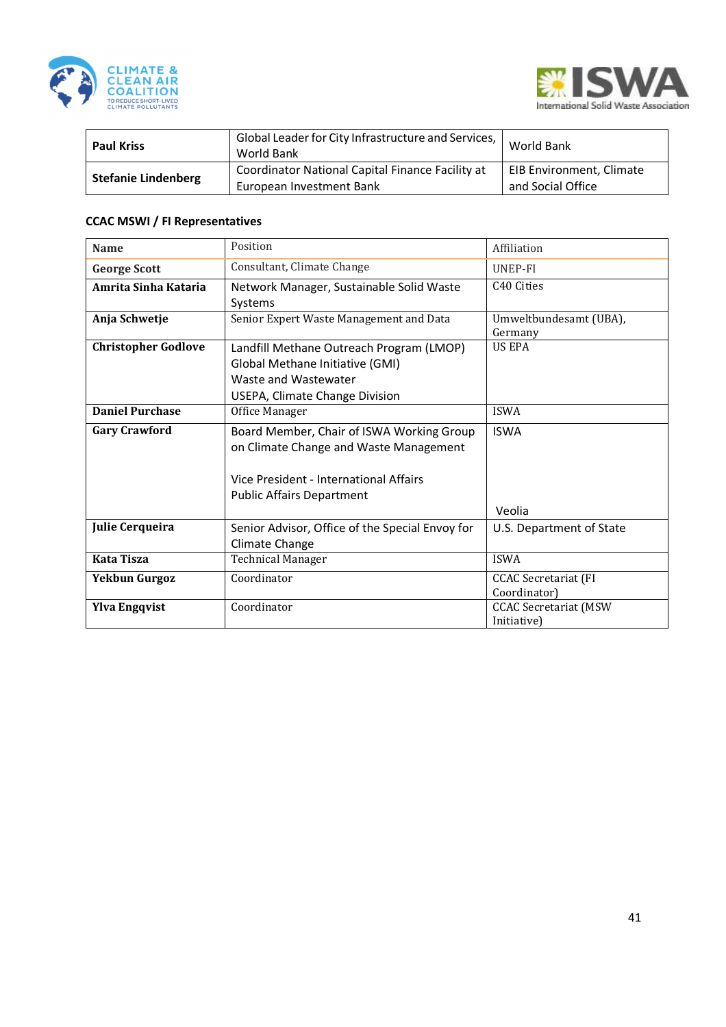| Paul Kriss | Global Leader for City Infrastructure and Services, World Bank | World Bank |
|---|---|---|
| **Stefanie Lindenberg** | Coordinator National Capital Finance Facility at European Investment Bank | EIB Environment, Climate and Social Office |

**CCAC MSWI / FI Representatives**

| Name | Position | Affiliation |
|---|---|---|
| **George Scott** | Consultant, Climate Change | UNEP-FI |
| **Amrita Sinha Kataria** | Network Manager, Sustainable Solid Waste Systems | C40 Cities |
| **Anja Schwetje** | Senior Expert Waste Management and Data | Umweltbundesamt (UBA), Germany |
| **Christopher Godlove** | Landfill Methane Outreach Program (LMOP)<br>Global Methane Initiative (GMI)<br>Waste and Wastewater<br>USEPA, Climate Change Division | US EPA |
| **Daniel Purchase** | Office Manager | ISWA |
| **Gary Crawford** | Board Member, Chair of ISWA Working Group on Climate Change and Waste Management<br><br>Vice President - International Affairs<br>Public Affairs Department | ISWA<br><br><br><br>Veolia |
| **Julie Cerqueira** | Senior Advisor, Office of the Special Envoy for Climate Change | U.S. Department of State |
| **Kata Tisza** | Technical Manager | ISWA |
| **Yekbun Gurgoz** | Coordinator | CCAC Secretariat (FI Coordinator) |
| **Ylva Engqvist** | Coordinator | CCAC Secretariat (MSW Initiative) |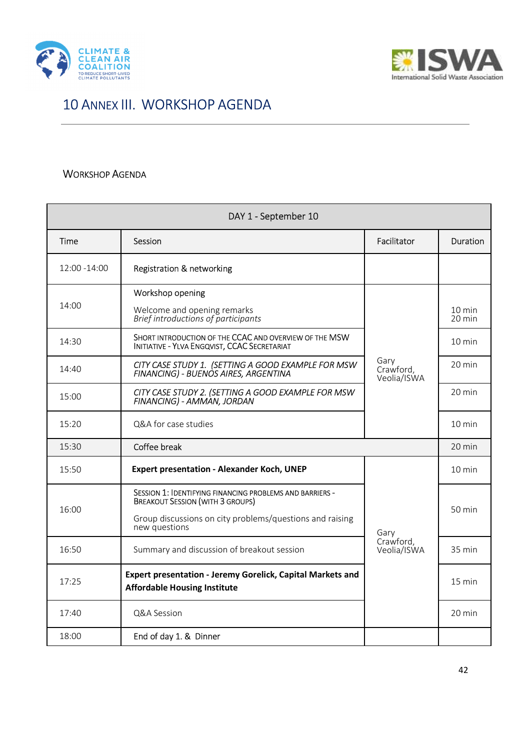# 10 ANNEX III. WORKSHOP AGENDA

WORKSHOP AGENDA

| DAY 1 - September 10 | | | |
|---|---|---|---|
| Time | Session | Facilitator | Duration |
| 12:00 -14:00 | Registration & networking | | |
| 14:00 | Workshop opening<br><br>Welcome and opening remarks<br>*Brief introductions of participants* | Gary Crawford, Veolia/ISWA | 10 min<br>20 min |
| 14:30 | SHORT INTRODUCTION OF THE CCAC AND OVERVIEW OF THE MSW INITIATIVE - YLVA ENGQVIST, CCAC SECRETARIAT | | 10 min |
| 14:40 | *CITY CASE STUDY 1. (SETTING A GOOD EXAMPLE FOR MSW FINANCING) - BUENOS AIRES, ARGENTINA* | | 20 min |
| 15:00 | *CITY CASE STUDY 2. (SETTING A GOOD EXAMPLE FOR MSW FINANCING) - AMMAN, JORDAN* | | 20 min |
| 15:20 | Q&A for case studies | | 10 min |
| 15:30 | Coffee break | | 20 min |
| 15:50 | **Expert presentation - Alexander Koch, UNEP** | Gary Crawford, Veolia/ISWA | 10 min |
| 16:00 | SESSION 1: IDENTIFYING FINANCING PROBLEMS AND BARRIERS - BREAKOUT SESSION (WITH 3 GROUPS)<br><br>Group discussions on city problems/questions and raising new questions | | 50 min |
| 16:50 | Summary and discussion of breakout session | | 35 min |
| 17:25 | **Expert presentation - Jeremy Gorelick, Capital Markets and Affordable Housing Institute** | | 15 min |
| 17:40 | Q&A Session | | 20 min |
| 18:00 | End of day 1. & Dinner | | |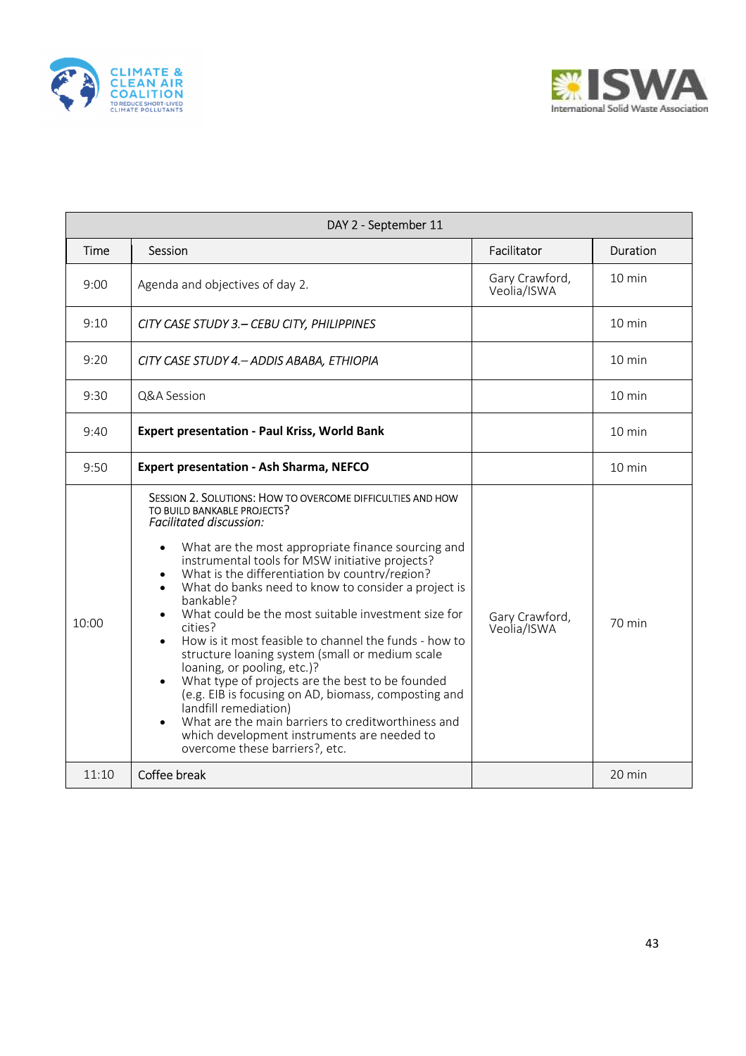| DAY 2 - September 11 | | | |
|---|---|---|---|
| Time | Session | Facilitator | Duration |
| 9:00 | Agenda and objectives of day 2. | Gary Crawford, Veolia/ISWA | 10 min |
| 9:10 | *CITY CASE STUDY 3.– CEBU CITY, PHILIPPINES* | | 10 min |
| 9:20 | *CITY CASE STUDY 4.– ADDIS ABABA, ETHIOPIA* | | 10 min |
| 9:30 | Q&A Session | | 10 min |
| 9:40 | **Expert presentation - Paul Kriss, World Bank** | | 10 min |
| 9:50 | **Expert presentation - Ash Sharma, NEFCO** | | 10 min |
| 10:00 | SESSION 2. SOLUTIONS: HOW TO OVERCOME DIFFICULTIES AND HOW TO BUILD BANKABLE PROJECTS? *Facilitated discussion:* <br>• What are the most appropriate finance sourcing and instrumental tools for MSW initiative projects? <br>• What is the differentiation by country/region? <br>• What do banks need to know to consider a project is bankable? <br>• What could be the most suitable investment size for cities? <br>• How is it most feasible to channel the funds - how to structure loaning system (small or medium scale loaning, or pooling, etc.)? <br>• What type of projects are the best to be founded (e.g. EIB is focusing on AD, biomass, composting and landfill remediation) <br>• What are the main barriers to creditworthiness and which development instruments are needed to overcome these barriers?, etc. | Gary Crawford, Veolia/ISWA | 70 min |
| 11:10 | Coffee break | | 20 min |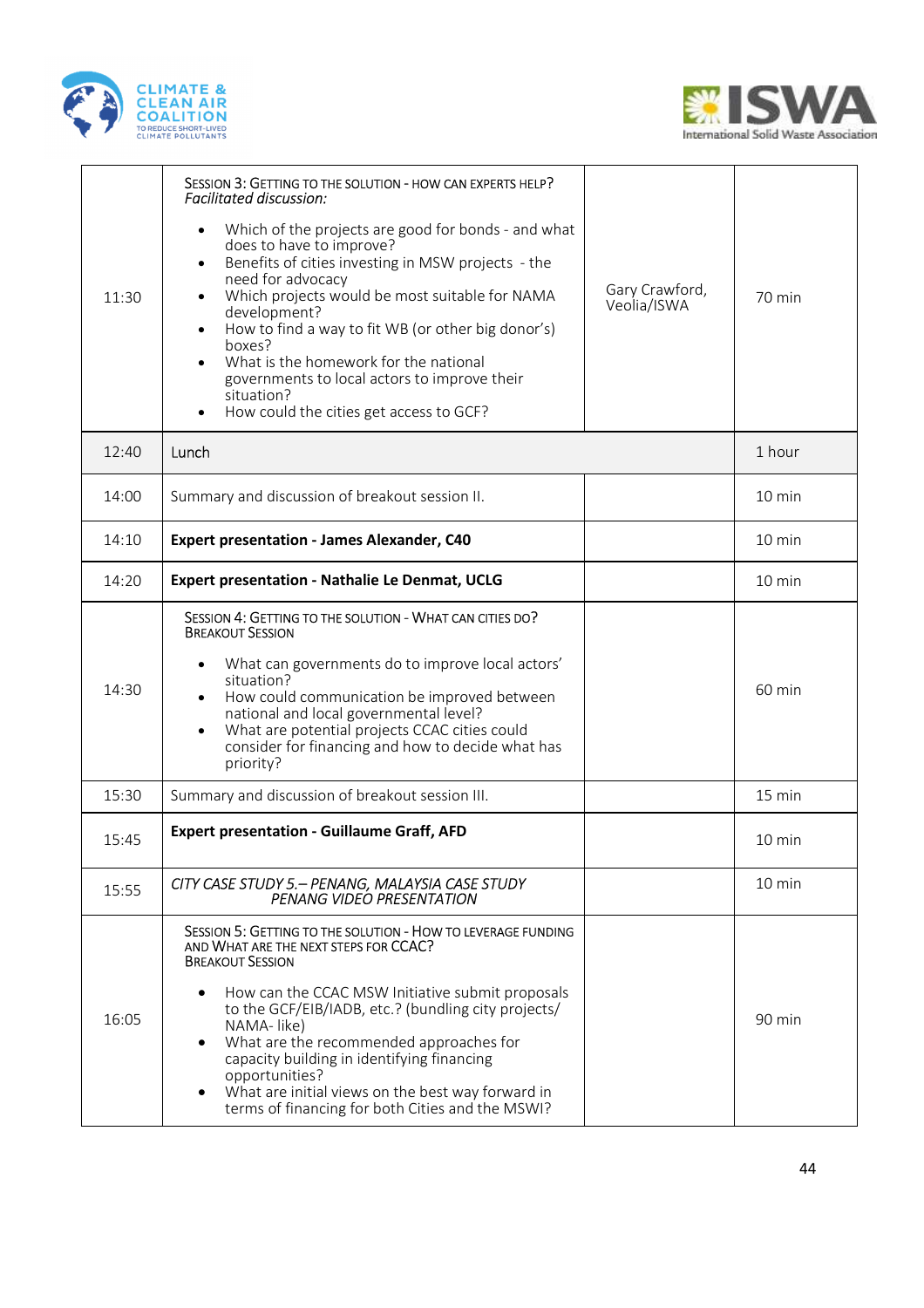| | | | |
|---|---|---|---|
| 11:30 | SESSION 3: GETTING TO THE SOLUTION - HOW CAN EXPERTS HELP?<br>*Facilitated discussion:*<br>• Which of the projects are good for bonds - and what does to have to improve?<br>• Benefits of cities investing in MSW projects - the need for advocacy<br>• Which projects would be most suitable for NAMA development?<br>• How to find a way to fit WB (or other big donor's) boxes?<br>• What is the homework for the national governments to local actors to improve their situation?<br>• How could the cities get access to GCF? | Gary Crawford, Veolia/ISWA | 70 min |
| 12:40 | Lunch | | 1 hour |
| 14:00 | Summary and discussion of breakout session II. | | 10 min |
| 14:10 | **Expert presentation - James Alexander, C40** | | 10 min |
| 14:20 | **Expert presentation - Nathalie Le Denmat, UCLG** | | 10 min |
| 14:30 | SESSION 4: GETTING TO THE SOLUTION - WHAT CAN CITIES DO?<br>BREAKOUT SESSION<br>• What can governments do to improve local actors' situation?<br>• How could communication be improved between national and local governmental level?<br>• What are potential projects CCAC cities could consider for financing and how to decide what has priority? | | 60 min |
| 15:30 | Summary and discussion of breakout session III. | | 15 min |
| 15:45 | **Expert presentation - Guillaume Graff, AFD** | | 10 min |
| 15:55 | *CITY CASE STUDY 5.– PENANG, MALAYSIA CASE STUDY PENANG VIDEO PRESENTATION* | | 10 min |
| 16:05 | SESSION 5: GETTING TO THE SOLUTION - HOW TO LEVERAGE FUNDING AND WHAT ARE THE NEXT STEPS FOR CCAC?<br>BREAKOUT SESSION<br>• How can the CCAC MSW Initiative submit proposals to the GCF/EIB/IADB, etc.? (bundling city projects/ NAMA- like)<br>• What are the recommended approaches for capacity building in identifying financing opportunities?<br>• What are initial views on the best way forward in terms of financing for both Cities and the MSWI? | | 90 min |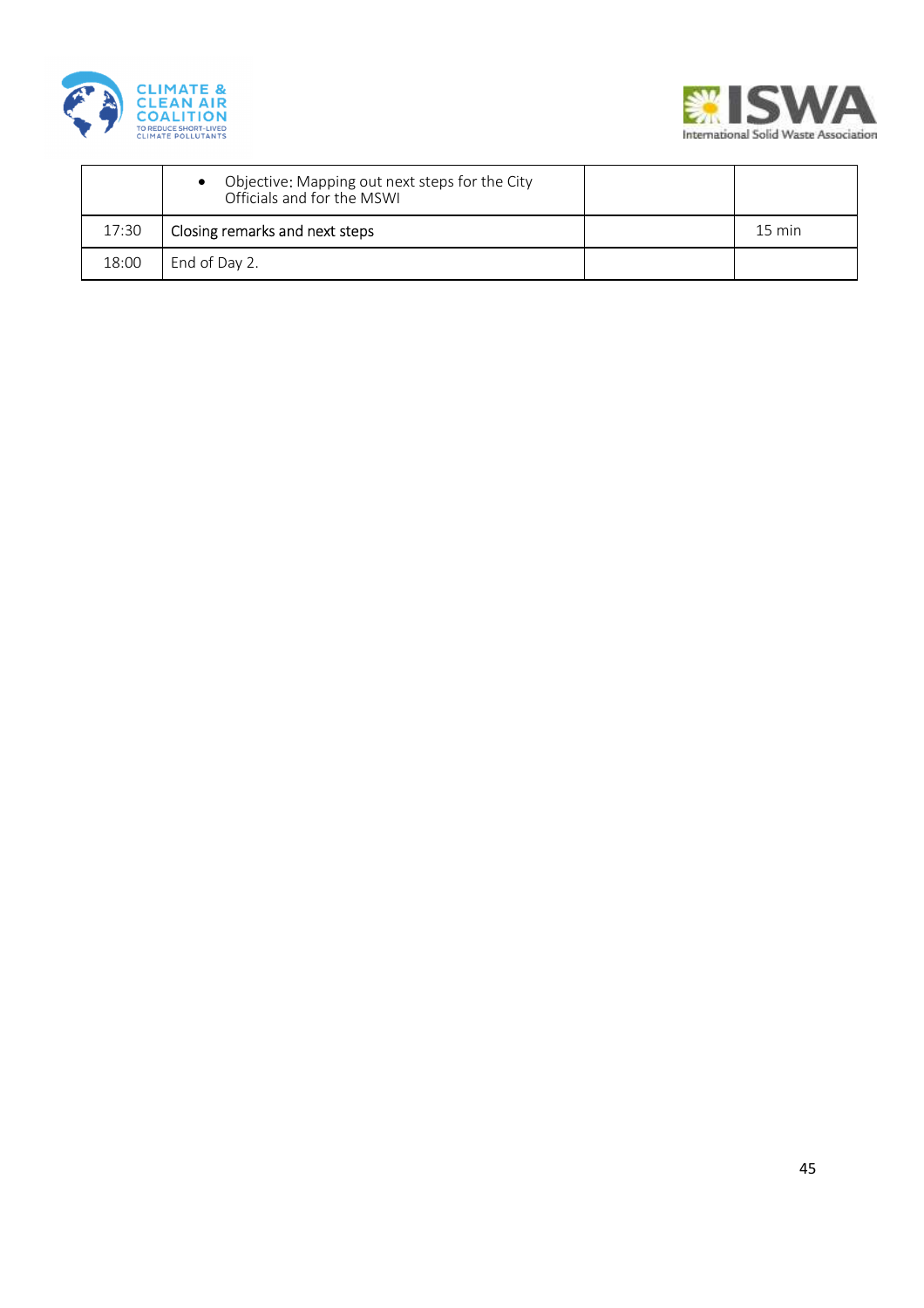| | | | |
|---|---|---|---|
| | • Objective: Mapping out next steps for the City Officials and for the MSWI | | |
| 17:30 | Closing remarks and next steps | | 15 min |
| 18:00 | End of Day 2. | | |